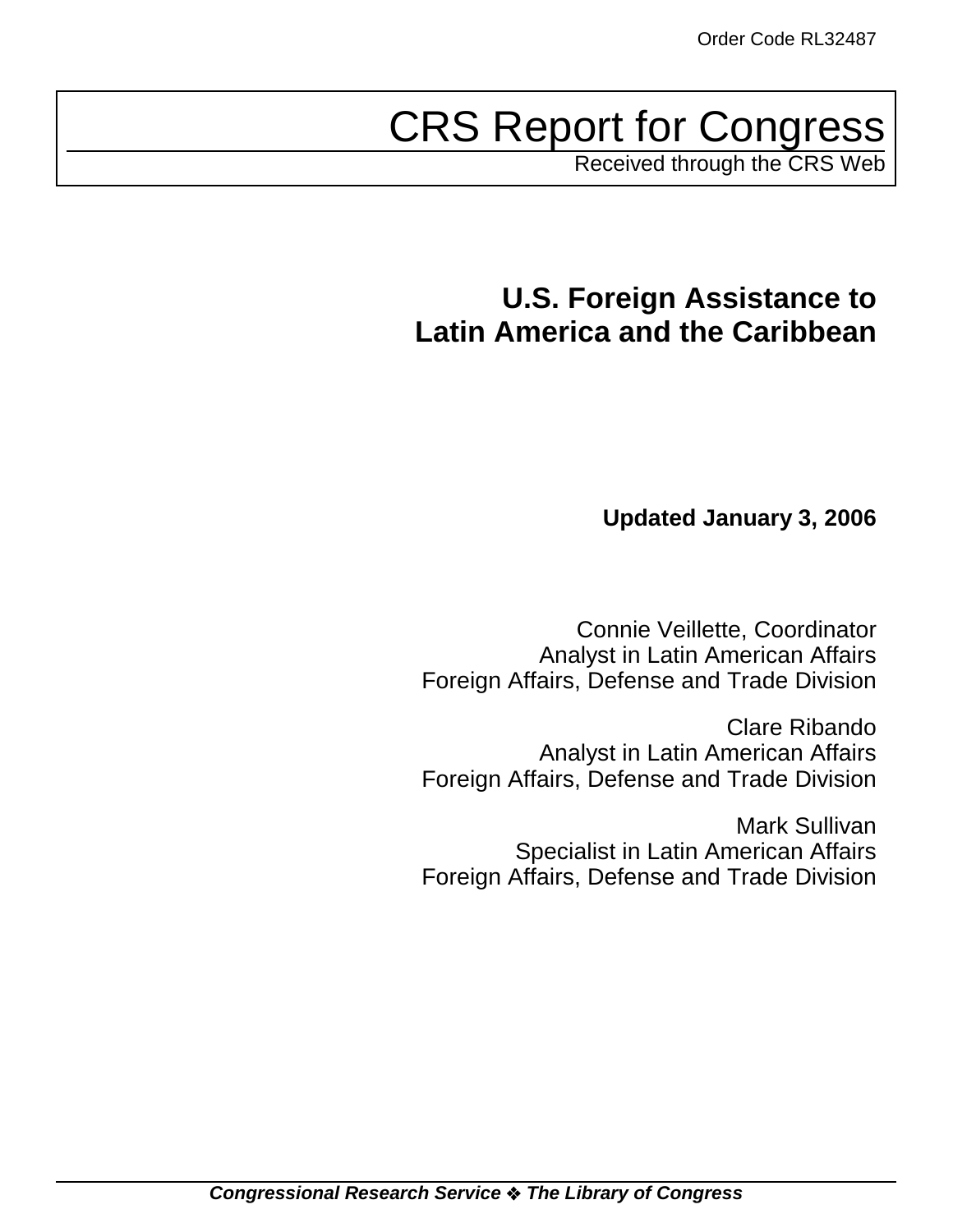Order Code RL32487

# CRS Report for Congress

Received through the CRS Web

## U.S. Foreign Assistance to Latin America and the Caribbean

**Updated January 3, 2006**

Connie Veillette, Coordinator
Analyst in Latin American Affairs
Foreign Affairs, Defense and Trade Division

Clare Ribando
Analyst in Latin American Affairs
Foreign Affairs, Defense and Trade Division

Mark Sullivan
Specialist in Latin American Affairs
Foreign Affairs, Defense and Trade Division

***Congressional Research Service ❖ The Library of Congress***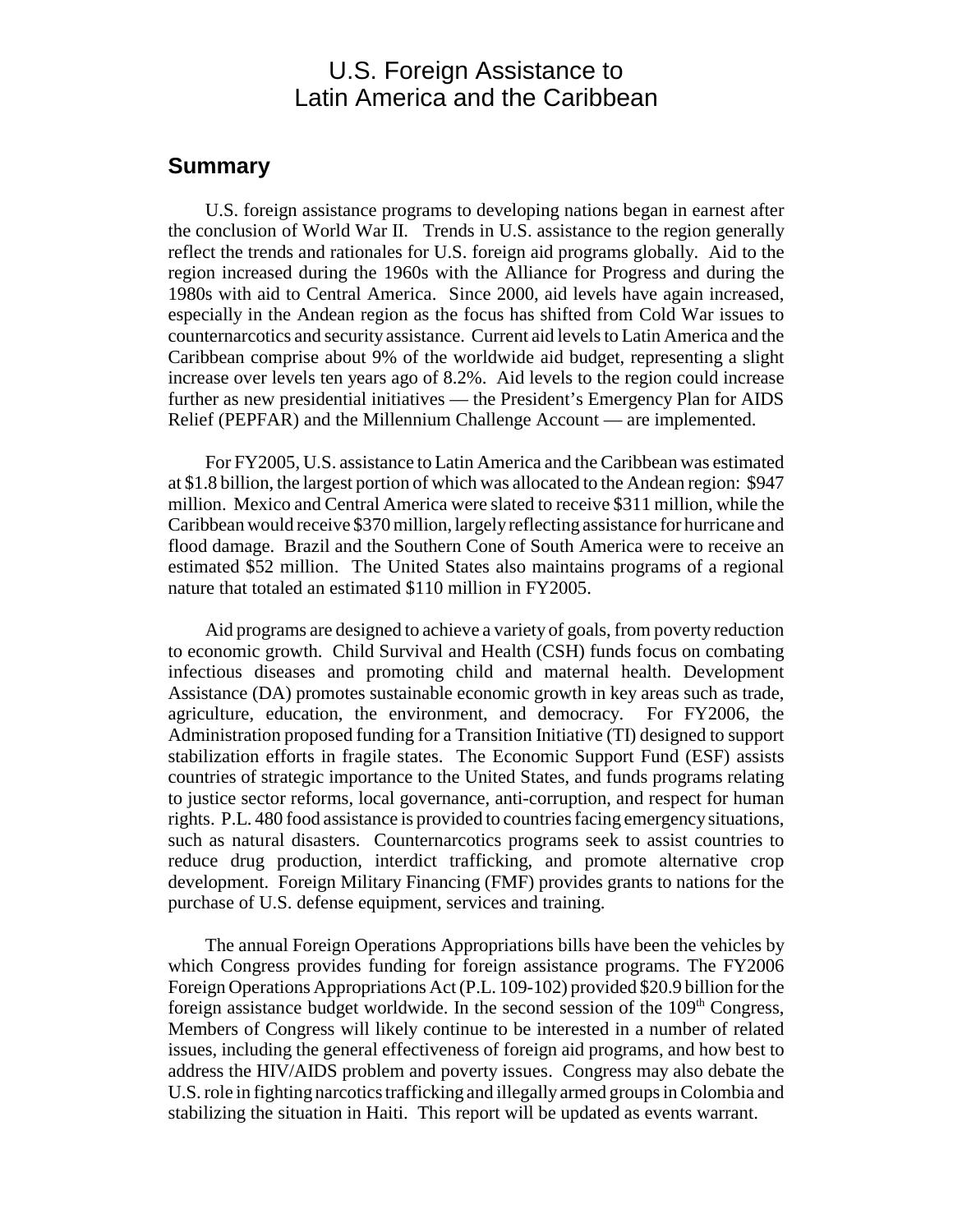# U.S. Foreign Assistance to Latin America and the Caribbean

## Summary

U.S. foreign assistance programs to developing nations began in earnest after the conclusion of World War II. Trends in U.S. assistance to the region generally reflect the trends and rationales for U.S. foreign aid programs globally. Aid to the region increased during the 1960s with the Alliance for Progress and during the 1980s with aid to Central America. Since 2000, aid levels have again increased, especially in the Andean region as the focus has shifted from Cold War issues to counternarcotics and security assistance. Current aid levels to Latin America and the Caribbean comprise about 9% of the worldwide aid budget, representing a slight increase over levels ten years ago of 8.2%. Aid levels to the region could increase further as new presidential initiatives — the President's Emergency Plan for AIDS Relief (PEPFAR) and the Millennium Challenge Account — are implemented.

For FY2005, U.S. assistance to Latin America and the Caribbean was estimated at \$1.8 billion, the largest portion of which was allocated to the Andean region: \$947 million. Mexico and Central America were slated to receive \$311 million, while the Caribbean would receive \$370 million, largely reflecting assistance for hurricane and flood damage. Brazil and the Southern Cone of South America were to receive an estimated \$52 million. The United States also maintains programs of a regional nature that totaled an estimated \$110 million in FY2005.

Aid programs are designed to achieve a variety of goals, from poverty reduction to economic growth. Child Survival and Health (CSH) funds focus on combating infectious diseases and promoting child and maternal health. Development Assistance (DA) promotes sustainable economic growth in key areas such as trade, agriculture, education, the environment, and democracy. For FY2006, the Administration proposed funding for a Transition Initiative (TI) designed to support stabilization efforts in fragile states. The Economic Support Fund (ESF) assists countries of strategic importance to the United States, and funds programs relating to justice sector reforms, local governance, anti-corruption, and respect for human rights. P.L. 480 food assistance is provided to countries facing emergency situations, such as natural disasters. Counternarcotics programs seek to assist countries to reduce drug production, interdict trafficking, and promote alternative crop development. Foreign Military Financing (FMF) provides grants to nations for the purchase of U.S. defense equipment, services and training.

The annual Foreign Operations Appropriations bills have been the vehicles by which Congress provides funding for foreign assistance programs. The FY2006 Foreign Operations Appropriations Act (P.L. 109-102) provided \$20.9 billion for the foreign assistance budget worldwide. In the second session of the 109th Congress, Members of Congress will likely continue to be interested in a number of related issues, including the general effectiveness of foreign aid programs, and how best to address the HIV/AIDS problem and poverty issues. Congress may also debate the U.S. role in fighting narcotics trafficking and illegally armed groups in Colombia and stabilizing the situation in Haiti. This report will be updated as events warrant.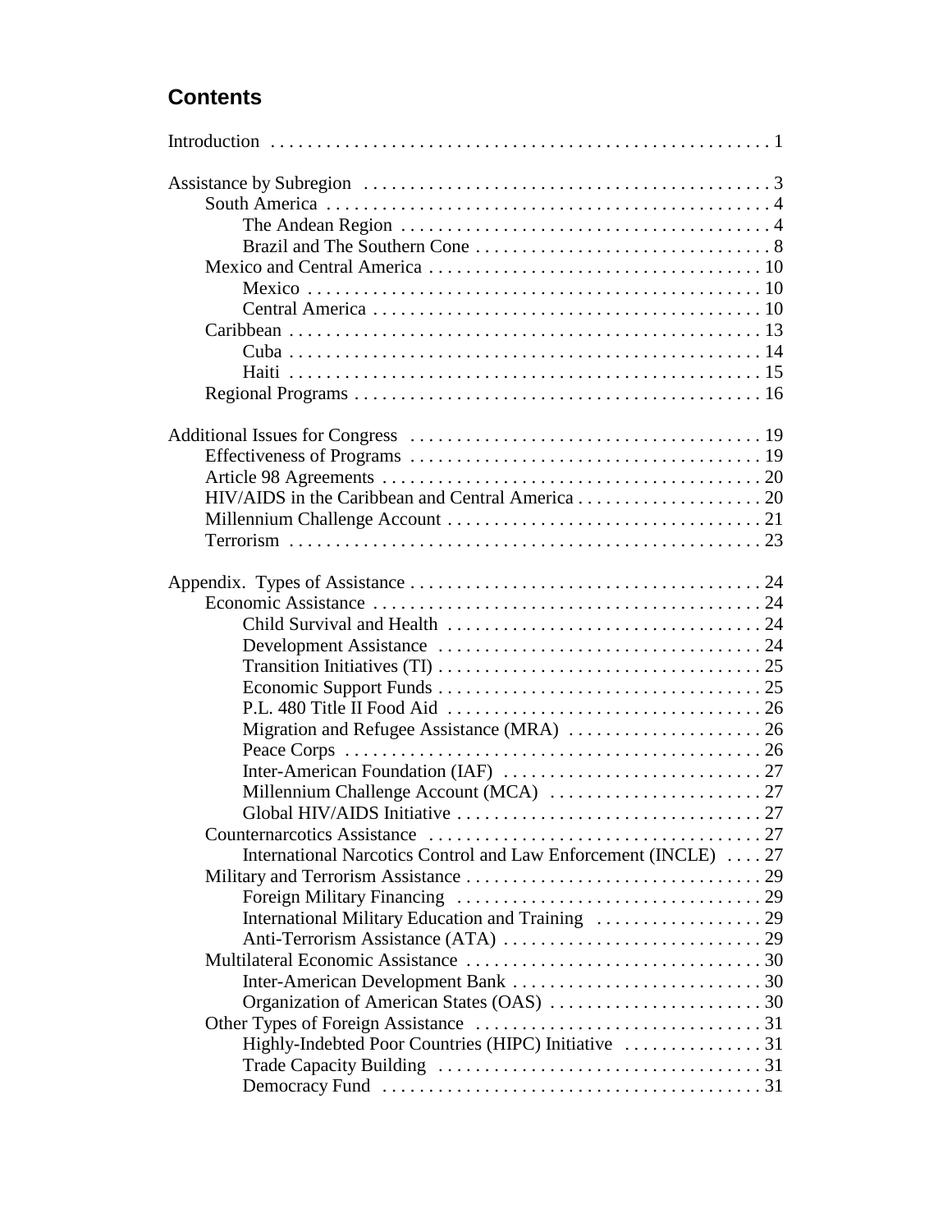## Contents

Introduction . . . . . . . . . . . . . . . . . . . . . . . . . . . . . . . . . . . . . . . . . . . . . . . . . . . . . 1

Assistance by Subregion . . . . . . . . . . . . . . . . . . . . . . . . . . . . . . . . . . . . . . . . . . . . . 3
- South America . . . . . . . . . . . . . . . . . . . . . . . . . . . . . . . . . . . . . . . . . . . . . . . . 4
  - The Andean Region . . . . . . . . . . . . . . . . . . . . . . . . . . . . . . . . . . . . . . . . 4
  - Brazil and The Southern Cone . . . . . . . . . . . . . . . . . . . . . . . . . . . . . . . . 8
- Mexico and Central America . . . . . . . . . . . . . . . . . . . . . . . . . . . . . . . . . . . . 10
  - Mexico . . . . . . . . . . . . . . . . . . . . . . . . . . . . . . . . . . . . . . . . . . . . . . . . . 10
  - Central America . . . . . . . . . . . . . . . . . . . . . . . . . . . . . . . . . . . . . . . . . . 10
- Caribbean . . . . . . . . . . . . . . . . . . . . . . . . . . . . . . . . . . . . . . . . . . . . . . . . . . . 13
  - Cuba . . . . . . . . . . . . . . . . . . . . . . . . . . . . . . . . . . . . . . . . . . . . . . . . . . . 14
  - Haiti . . . . . . . . . . . . . . . . . . . . . . . . . . . . . . . . . . . . . . . . . . . . . . . . . . . 15
- Regional Programs . . . . . . . . . . . . . . . . . . . . . . . . . . . . . . . . . . . . . . . . . . . . 16

Additional Issues for Congress . . . . . . . . . . . . . . . . . . . . . . . . . . . . . . . . . . . . . . 19
- Effectiveness of Programs . . . . . . . . . . . . . . . . . . . . . . . . . . . . . . . . . . . . . . 19
- Article 98 Agreements . . . . . . . . . . . . . . . . . . . . . . . . . . . . . . . . . . . . . . . . . 20
- HIV/AIDS in the Caribbean and Central America . . . . . . . . . . . . . . . . . . . . 20
- Millennium Challenge Account . . . . . . . . . . . . . . . . . . . . . . . . . . . . . . . . . . 21
- Terrorism . . . . . . . . . . . . . . . . . . . . . . . . . . . . . . . . . . . . . . . . . . . . . . . . . . . 23

Appendix. Types of Assistance . . . . . . . . . . . . . . . . . . . . . . . . . . . . . . . . . . . . . . 24
- Economic Assistance . . . . . . . . . . . . . . . . . . . . . . . . . . . . . . . . . . . . . . . . . . 24
  - Child Survival and Health . . . . . . . . . . . . . . . . . . . . . . . . . . . . . . . . . . 24
  - Development Assistance . . . . . . . . . . . . . . . . . . . . . . . . . . . . . . . . . . . 24
  - Transition Initiatives (TI) . . . . . . . . . . . . . . . . . . . . . . . . . . . . . . . . . . . 25
  - Economic Support Funds . . . . . . . . . . . . . . . . . . . . . . . . . . . . . . . . . . . 25
  - P.L. 480 Title II Food Aid . . . . . . . . . . . . . . . . . . . . . . . . . . . . . . . . . . 26
  - Migration and Refugee Assistance (MRA) . . . . . . . . . . . . . . . . . . . . . 26
  - Peace Corps . . . . . . . . . . . . . . . . . . . . . . . . . . . . . . . . . . . . . . . . . . . . . 26
  - Inter-American Foundation (IAF) . . . . . . . . . . . . . . . . . . . . . . . . . . . . 27
  - Millennium Challenge Account (MCA) . . . . . . . . . . . . . . . . . . . . . . . . 27
  - Global HIV/AIDS Initiative . . . . . . . . . . . . . . . . . . . . . . . . . . . . . . . . . 27
- Counternarcotics Assistance . . . . . . . . . . . . . . . . . . . . . . . . . . . . . . . . . . . . 27
  - International Narcotics Control and Law Enforcement (INCLE) . . . . 27
- Military and Terrorism Assistance . . . . . . . . . . . . . . . . . . . . . . . . . . . . . . . . 29
  - Foreign Military Financing . . . . . . . . . . . . . . . . . . . . . . . . . . . . . . . . . 29
  - International Military Education and Training . . . . . . . . . . . . . . . . . . 29
  - Anti-Terrorism Assistance (ATA) . . . . . . . . . . . . . . . . . . . . . . . . . . . . 29
- Multilateral Economic Assistance . . . . . . . . . . . . . . . . . . . . . . . . . . . . . . . . 30
  - Inter-American Development Bank . . . . . . . . . . . . . . . . . . . . . . . . . . . 30
  - Organization of American States (OAS) . . . . . . . . . . . . . . . . . . . . . . . 30
- Other Types of Foreign Assistance . . . . . . . . . . . . . . . . . . . . . . . . . . . . . . . 31
  - Highly-Indebted Poor Countries (HIPC) Initiative . . . . . . . . . . . . . . . 31
  - Trade Capacity Building . . . . . . . . . . . . . . . . . . . . . . . . . . . . . . . . . . . 31
  - Democracy Fund . . . . . . . . . . . . . . . . . . . . . . . . . . . . . . . . . . . . . . . . . 31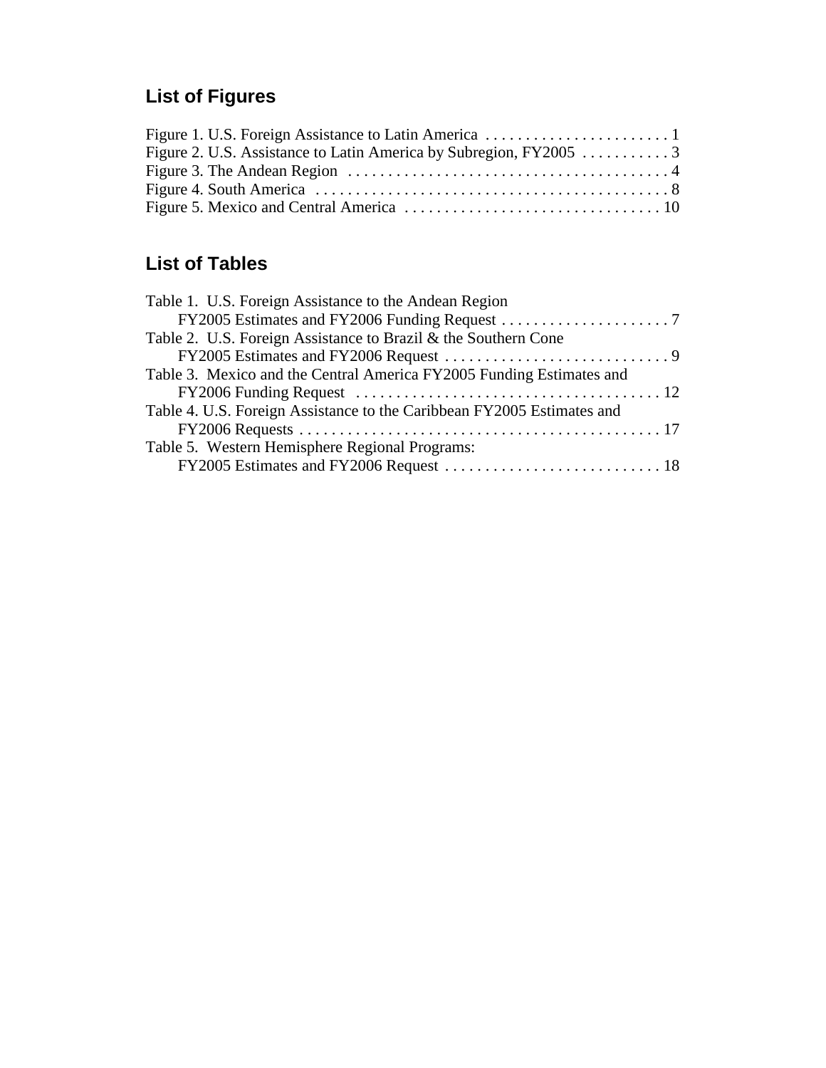## List of Figures

Figure 1. U.S. Foreign Assistance to Latin America . . . . . . . . . . . . . . . . . . . . . . . 1
Figure 2. U.S. Assistance to Latin America by Subregion, FY2005 . . . . . . . . . . . 3
Figure 3. The Andean Region . . . . . . . . . . . . . . . . . . . . . . . . . . . . . . . . . . . . . . . 4
Figure 4. South America . . . . . . . . . . . . . . . . . . . . . . . . . . . . . . . . . . . . . . . . . . . 8
Figure 5. Mexico and Central America . . . . . . . . . . . . . . . . . . . . . . . . . . . . . . . . 10

## List of Tables

Table 1. U.S. Foreign Assistance to the Andean Region
FY2005 Estimates and FY2006 Funding Request . . . . . . . . . . . . . . . . . . . . . 7
Table 2. U.S. Foreign Assistance to Brazil & the Southern Cone
FY2005 Estimates and FY2006 Request . . . . . . . . . . . . . . . . . . . . . . . . . . . . 9
Table 3. Mexico and the Central America FY2005 Funding Estimates and
FY2006 Funding Request . . . . . . . . . . . . . . . . . . . . . . . . . . . . . . . . . . . . . . 12
Table 4. U.S. Foreign Assistance to the Caribbean FY2005 Estimates and
FY2006 Requests . . . . . . . . . . . . . . . . . . . . . . . . . . . . . . . . . . . . . . . . . . . . . 17
Table 5. Western Hemisphere Regional Programs:
FY2005 Estimates and FY2006 Request . . . . . . . . . . . . . . . . . . . . . . . . . . . 18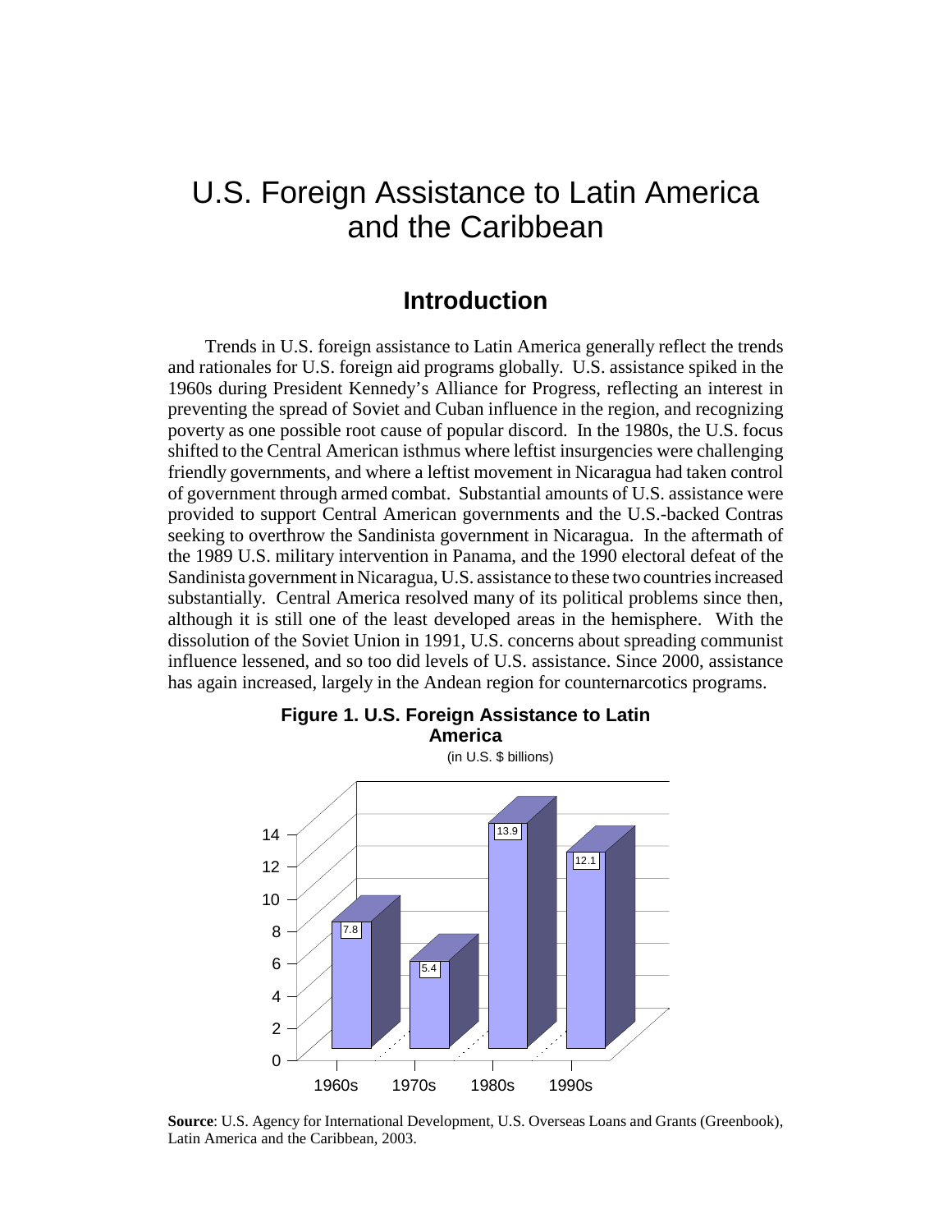# U.S. Foreign Assistance to Latin America and the Caribbean

## Introduction

Trends in U.S. foreign assistance to Latin America generally reflect the trends and rationales for U.S. foreign aid programs globally. U.S. assistance spiked in the 1960s during President Kennedy's Alliance for Progress, reflecting an interest in preventing the spread of Soviet and Cuban influence in the region, and recognizing poverty as one possible root cause of popular discord. In the 1980s, the U.S. focus shifted to the Central American isthmus where leftist insurgencies were challenging friendly governments, and where a leftist movement in Nicaragua had taken control of government through armed combat. Substantial amounts of U.S. assistance were provided to support Central American governments and the U.S.-backed Contras seeking to overthrow the Sandinista government in Nicaragua. In the aftermath of the 1989 U.S. military intervention in Panama, and the 1990 electoral defeat of the Sandinista government in Nicaragua, U.S. assistance to these two countries increased substantially. Central America resolved many of its political problems since then, although it is still one of the least developed areas in the hemisphere. With the dissolution of the Soviet Union in 1991, U.S. concerns about spreading communist influence lessened, and so too did levels of U.S. assistance. Since 2000, assistance has again increased, largely in the Andean region for counternarcotics programs.

**Figure 1. U.S. Foreign Assistance to Latin America**

(in U.S. $ billions)

| Decade | Amount |
|---|---|
| 1960s | 7.8 |
| 1970s | 5.4 |
| 1980s | 13.9 |
| 1990s | 12.1 |

**Source**: U.S. Agency for International Development, U.S. Overseas Loans and Grants (Greenbook), Latin America and the Caribbean, 2003.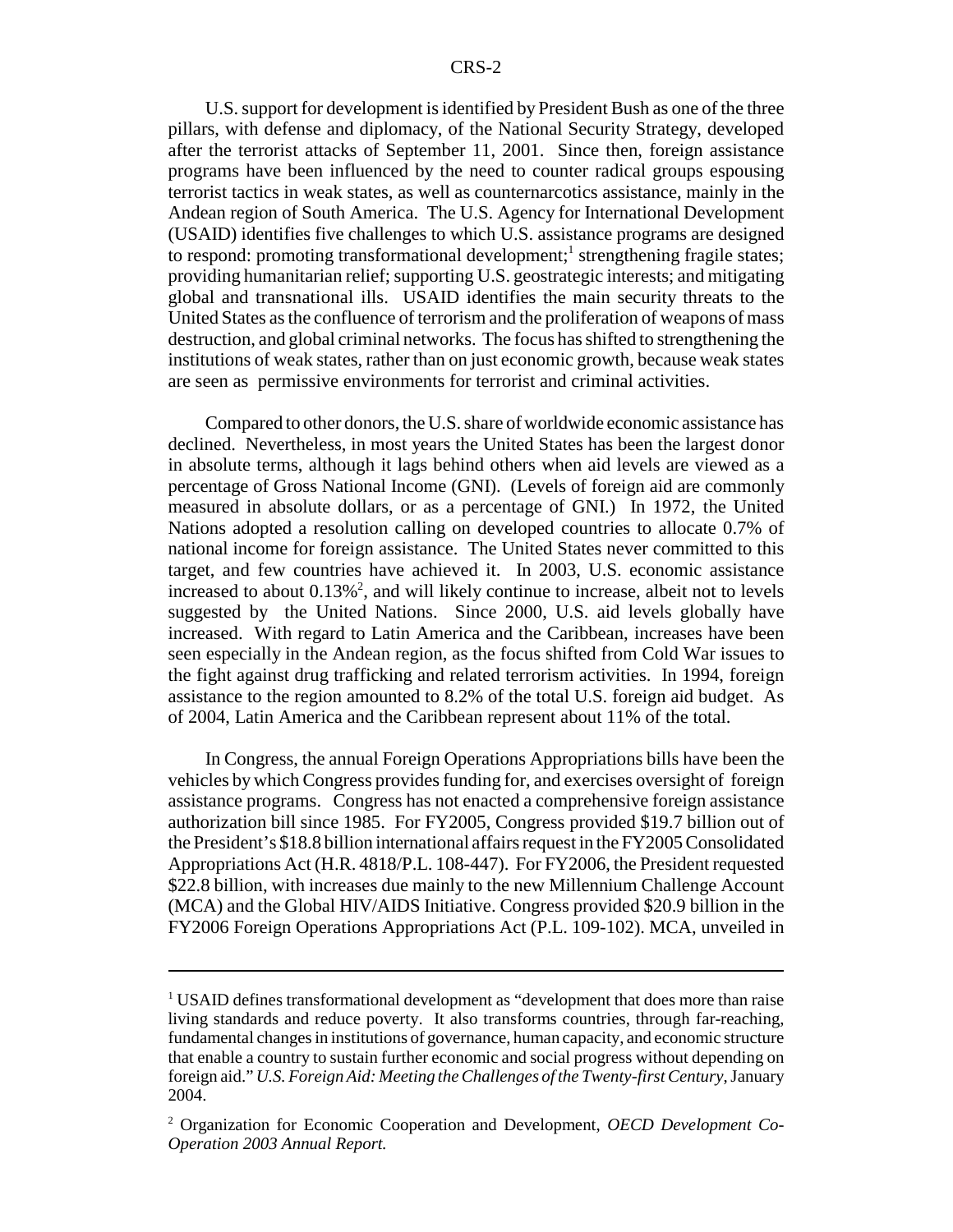U.S. support for development is identified by President Bush as one of the three pillars, with defense and diplomacy, of the National Security Strategy, developed after the terrorist attacks of September 11, 2001. Since then, foreign assistance programs have been influenced by the need to counter radical groups espousing terrorist tactics in weak states, as well as counternarcotics assistance, mainly in the Andean region of South America. The U.S. Agency for International Development (USAID) identifies five challenges to which U.S. assistance programs are designed to respond: promoting transformational development;[1] strengthening fragile states; providing humanitarian relief; supporting U.S. geostrategic interests; and mitigating global and transnational ills. USAID identifies the main security threats to the United States as the confluence of terrorism and the proliferation of weapons of mass destruction, and global criminal networks. The focus has shifted to strengthening the institutions of weak states, rather than on just economic growth, because weak states are seen as permissive environments for terrorist and criminal activities.

Compared to other donors, the U.S. share of worldwide economic assistance has declined. Nevertheless, in most years the United States has been the largest donor in absolute terms, although it lags behind others when aid levels are viewed as a percentage of Gross National Income (GNI). (Levels of foreign aid are commonly measured in absolute dollars, or as a percentage of GNI.) In 1972, the United Nations adopted a resolution calling on developed countries to allocate 0.7% of national income for foreign assistance. The United States never committed to this target, and few countries have achieved it. In 2003, U.S. economic assistance increased to about 0.13%[2], and will likely continue to increase, albeit not to levels suggested by the United Nations. Since 2000, U.S. aid levels globally have increased. With regard to Latin America and the Caribbean, increases have been seen especially in the Andean region, as the focus shifted from Cold War issues to the fight against drug trafficking and related terrorism activities. In 1994, foreign assistance to the region amounted to 8.2% of the total U.S. foreign aid budget. As of 2004, Latin America and the Caribbean represent about 11% of the total.

In Congress, the annual Foreign Operations Appropriations bills have been the vehicles by which Congress provides funding for, and exercises oversight of foreign assistance programs. Congress has not enacted a comprehensive foreign assistance authorization bill since 1985. For FY2005, Congress provided $19.7 billion out of the President's $18.8 billion international affairs request in the FY2005 Consolidated Appropriations Act (H.R. 4818/P.L. 108-447). For FY2006, the President requested $22.8 billion, with increases due mainly to the new Millennium Challenge Account (MCA) and the Global HIV/AIDS Initiative. Congress provided $20.9 billion in the FY2006 Foreign Operations Appropriations Act (P.L. 109-102). MCA, unveiled in

---

[1] USAID defines transformational development as "development that does more than raise living standards and reduce poverty. It also transforms countries, through far-reaching, fundamental changes in institutions of governance, human capacity, and economic structure that enable a country to sustain further economic and social progress without depending on foreign aid." *U.S. Foreign Aid: Meeting the Challenges of the Twenty-first Century*, January 2004.

[2] Organization for Economic Cooperation and Development, *OECD Development Co-Operation 2003 Annual Report.*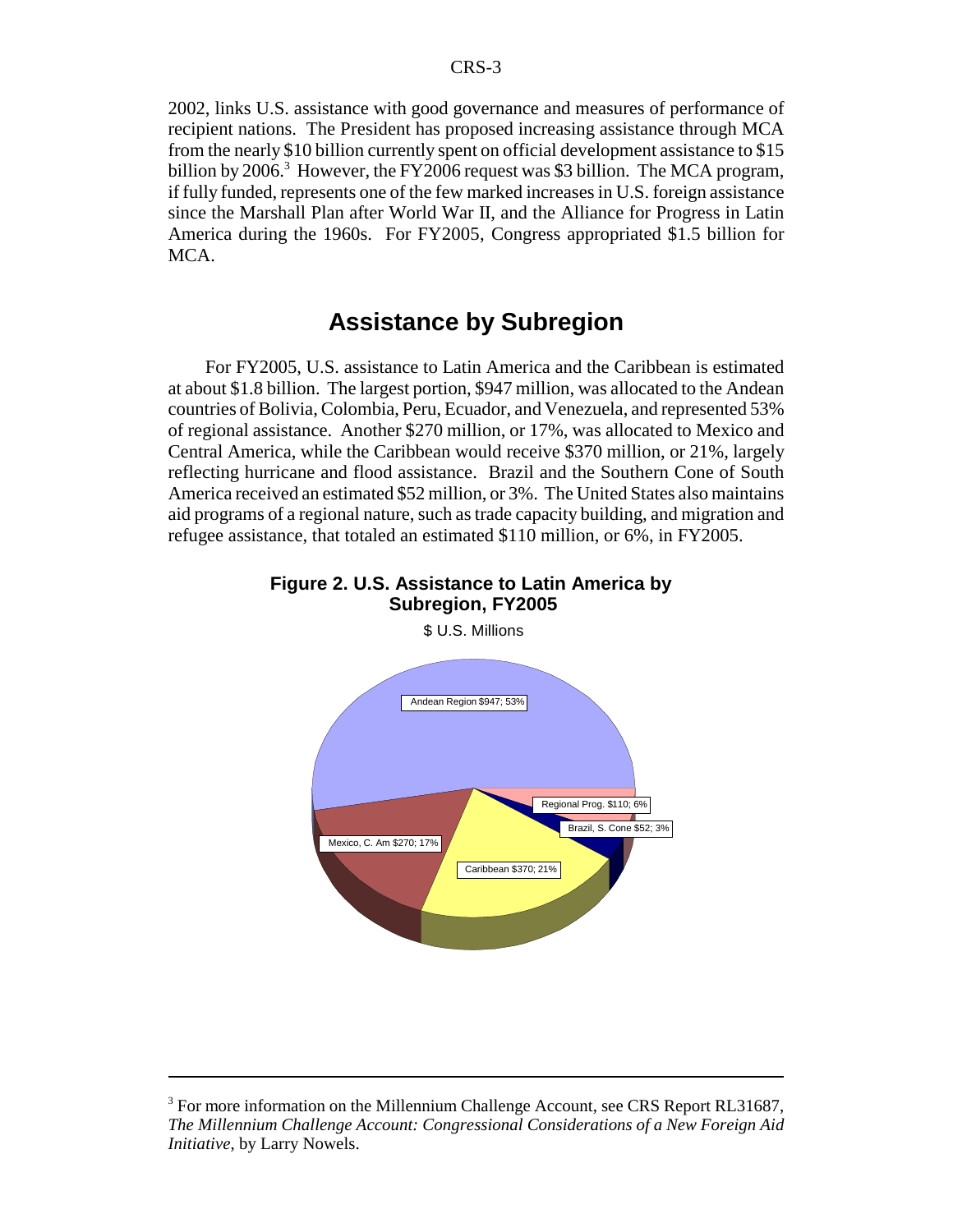2002, links U.S. assistance with good governance and measures of performance of recipient nations. The President has proposed increasing assistance through MCA from the nearly $10 billion currently spent on official development assistance to $15 billion by 2006.[3] However, the FY2006 request was $3 billion. The MCA program, if fully funded, represents one of the few marked increases in U.S. foreign assistance since the Marshall Plan after World War II, and the Alliance for Progress in Latin America during the 1960s. For FY2005, Congress appropriated $1.5 billion for MCA.

## Assistance by Subregion

For FY2005, U.S. assistance to Latin America and the Caribbean is estimated at about $1.8 billion. The largest portion, $947 million, was allocated to the Andean countries of Bolivia, Colombia, Peru, Ecuador, and Venezuela, and represented 53% of regional assistance. Another $270 million, or 17%, was allocated to Mexico and Central America, while the Caribbean would receive $370 million, or 21%, largely reflecting hurricane and flood assistance. Brazil and the Southern Cone of South America received an estimated $52 million, or 3%. The United States also maintains aid programs of a regional nature, such as trade capacity building, and migration and refugee assistance, that totaled an estimated $110 million, or 6%, in FY2005.

**Figure 2. U.S. Assistance to Latin America by Subregion, FY2005**

$ U.S. Millions

| Subregion | $ Millions | Share |
|---|---|---|
| Andean Region | $947 | 53% |
| Regional Prog. | $110 | 6% |
| Brazil, S. Cone | $52 | 3% |
| Caribbean | $370 | 21% |
| Mexico, C. Am | $270 | 17% |

---

[3] For more information on the Millennium Challenge Account, see CRS Report RL31687, *The Millennium Challenge Account: Congressional Considerations of a New Foreign Aid Initiative*, by Larry Nowels.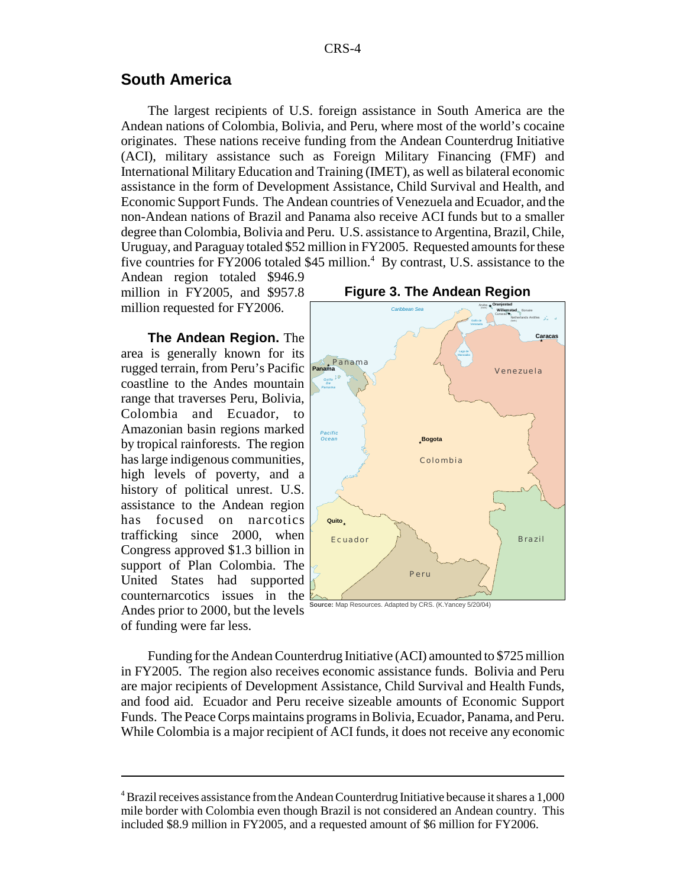## South America

The largest recipients of U.S. foreign assistance in South America are the Andean nations of Colombia, Bolivia, and Peru, where most of the world's cocaine originates. These nations receive funding from the Andean Counterdrug Initiative (ACI), military assistance such as Foreign Military Financing (FMF) and International Military Education and Training (IMET), as well as bilateral economic assistance in the form of Development Assistance, Child Survival and Health, and Economic Support Funds. The Andean countries of Venezuela and Ecuador, and the non-Andean nations of Brazil and Panama also receive ACI funds but to a smaller degree than Colombia, Bolivia and Peru. U.S. assistance to Argentina, Brazil, Chile, Uruguay, and Paraguay totaled $52 million in FY2005. Requested amounts for these five countries for FY2006 totaled $45 million.[4] By contrast, U.S. assistance to the Andean region totaled $946.9 million in FY2005, and $957.8 million requested for FY2006.

**The Andean Region.** The area is generally known for its rugged terrain, from Peru's Pacific coastline to the Andes mountain range that traverses Peru, Bolivia, Colombia and Ecuador, to Amazonian basin regions marked by tropical rainforests. The region has large indigenous communities, high levels of poverty, and a history of political unrest. U.S. assistance to the Andean region has focused on narcotics trafficking since 2000, when Congress approved $1.3 billion in support of Plan Colombia. The United States had supported counternarcotics issues in the Andes prior to 2000, but the levels of funding were far less.

**Figure 3. The Andean Region**

**Source:** Map Resources. Adapted by CRS. (K.Yancey 5/20/04)

Funding for the Andean Counterdrug Initiative (ACI) amounted to $725 million in FY2005. The region also receives economic assistance funds. Bolivia and Peru are major recipients of Development Assistance, Child Survival and Health Funds, and food aid. Ecuador and Peru receive sizeable amounts of Economic Support Funds. The Peace Corps maintains programs in Bolivia, Ecuador, Panama, and Peru. While Colombia is a major recipient of ACI funds, it does not receive any economic

---

[4] Brazil receives assistance from the Andean Counterdrug Initiative because it shares a 1,000 mile border with Colombia even though Brazil is not considered an Andean country. This included $8.9 million in FY2005, and a requested amount of $6 million for FY2006.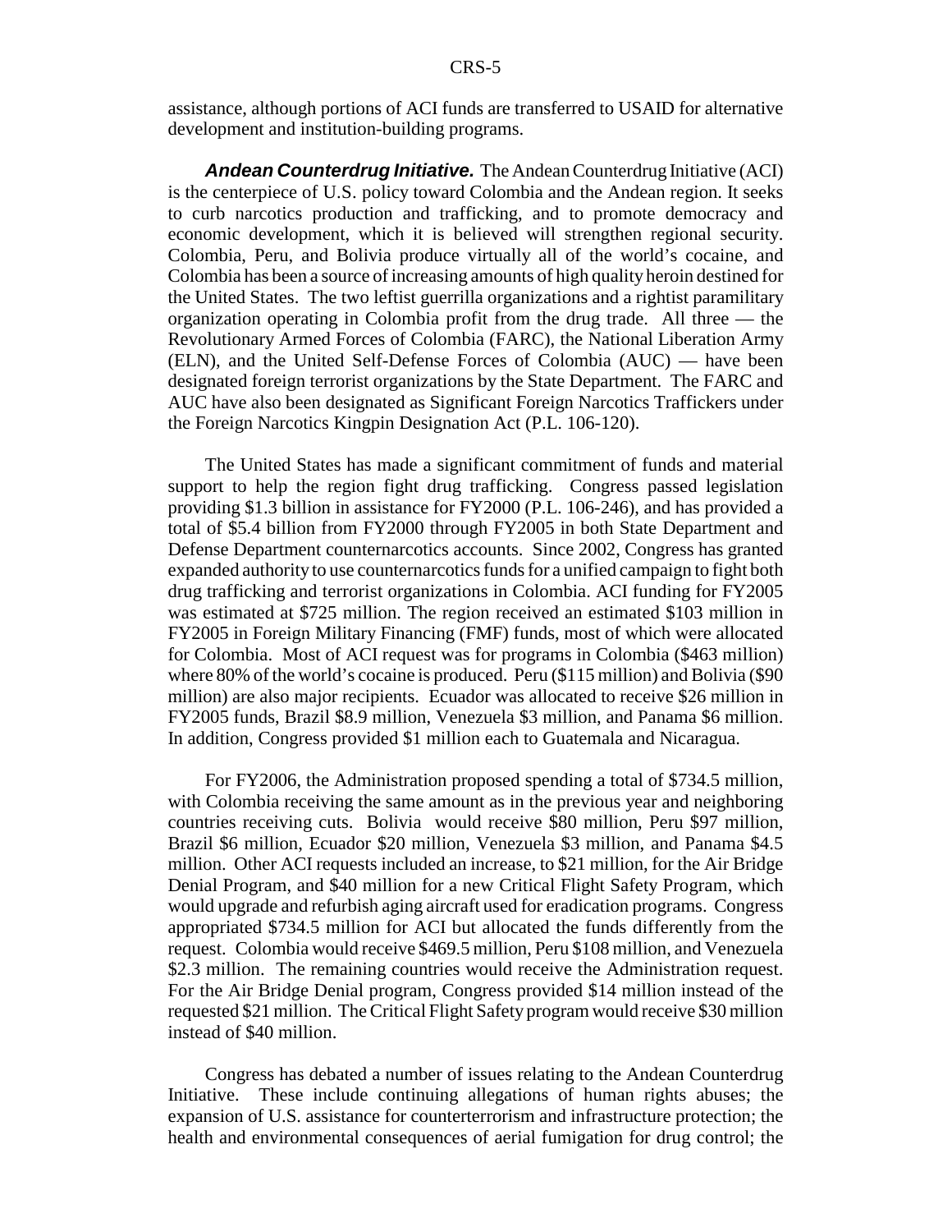assistance, although portions of ACI funds are transferred to USAID for alternative development and institution-building programs.

***Andean Counterdrug Initiative.*** The Andean Counterdrug Initiative (ACI) is the centerpiece of U.S. policy toward Colombia and the Andean region. It seeks to curb narcotics production and trafficking, and to promote democracy and economic development, which it is believed will strengthen regional security. Colombia, Peru, and Bolivia produce virtually all of the world's cocaine, and Colombia has been a source of increasing amounts of high quality heroin destined for the United States. The two leftist guerrilla organizations and a rightist paramilitary organization operating in Colombia profit from the drug trade. All three — the Revolutionary Armed Forces of Colombia (FARC), the National Liberation Army (ELN), and the United Self-Defense Forces of Colombia (AUC) — have been designated foreign terrorist organizations by the State Department. The FARC and AUC have also been designated as Significant Foreign Narcotics Traffickers under the Foreign Narcotics Kingpin Designation Act (P.L. 106-120).

The United States has made a significant commitment of funds and material support to help the region fight drug trafficking. Congress passed legislation providing $1.3 billion in assistance for FY2000 (P.L. 106-246), and has provided a total of $5.4 billion from FY2000 through FY2005 in both State Department and Defense Department counternarcotics accounts. Since 2002, Congress has granted expanded authority to use counternarcotics funds for a unified campaign to fight both drug trafficking and terrorist organizations in Colombia. ACI funding for FY2005 was estimated at $725 million. The region received an estimated $103 million in FY2005 in Foreign Military Financing (FMF) funds, most of which were allocated for Colombia. Most of ACI request was for programs in Colombia ($463 million) where 80% of the world's cocaine is produced. Peru ($115 million) and Bolivia ($90 million) are also major recipients. Ecuador was allocated to receive $26 million in FY2005 funds, Brazil $8.9 million, Venezuela $3 million, and Panama $6 million. In addition, Congress provided $1 million each to Guatemala and Nicaragua.

For FY2006, the Administration proposed spending a total of $734.5 million, with Colombia receiving the same amount as in the previous year and neighboring countries receiving cuts. Bolivia would receive $80 million, Peru $97 million, Brazil $6 million, Ecuador $20 million, Venezuela $3 million, and Panama $4.5 million. Other ACI requests included an increase, to $21 million, for the Air Bridge Denial Program, and $40 million for a new Critical Flight Safety Program, which would upgrade and refurbish aging aircraft used for eradication programs. Congress appropriated $734.5 million for ACI but allocated the funds differently from the request. Colombia would receive $469.5 million, Peru $108 million, and Venezuela $2.3 million. The remaining countries would receive the Administration request. For the Air Bridge Denial program, Congress provided $14 million instead of the requested $21 million. The Critical Flight Safety program would receive $30 million instead of $40 million.

Congress has debated a number of issues relating to the Andean Counterdrug Initiative. These include continuing allegations of human rights abuses; the expansion of U.S. assistance for counterterrorism and infrastructure protection; the health and environmental consequences of aerial fumigation for drug control; the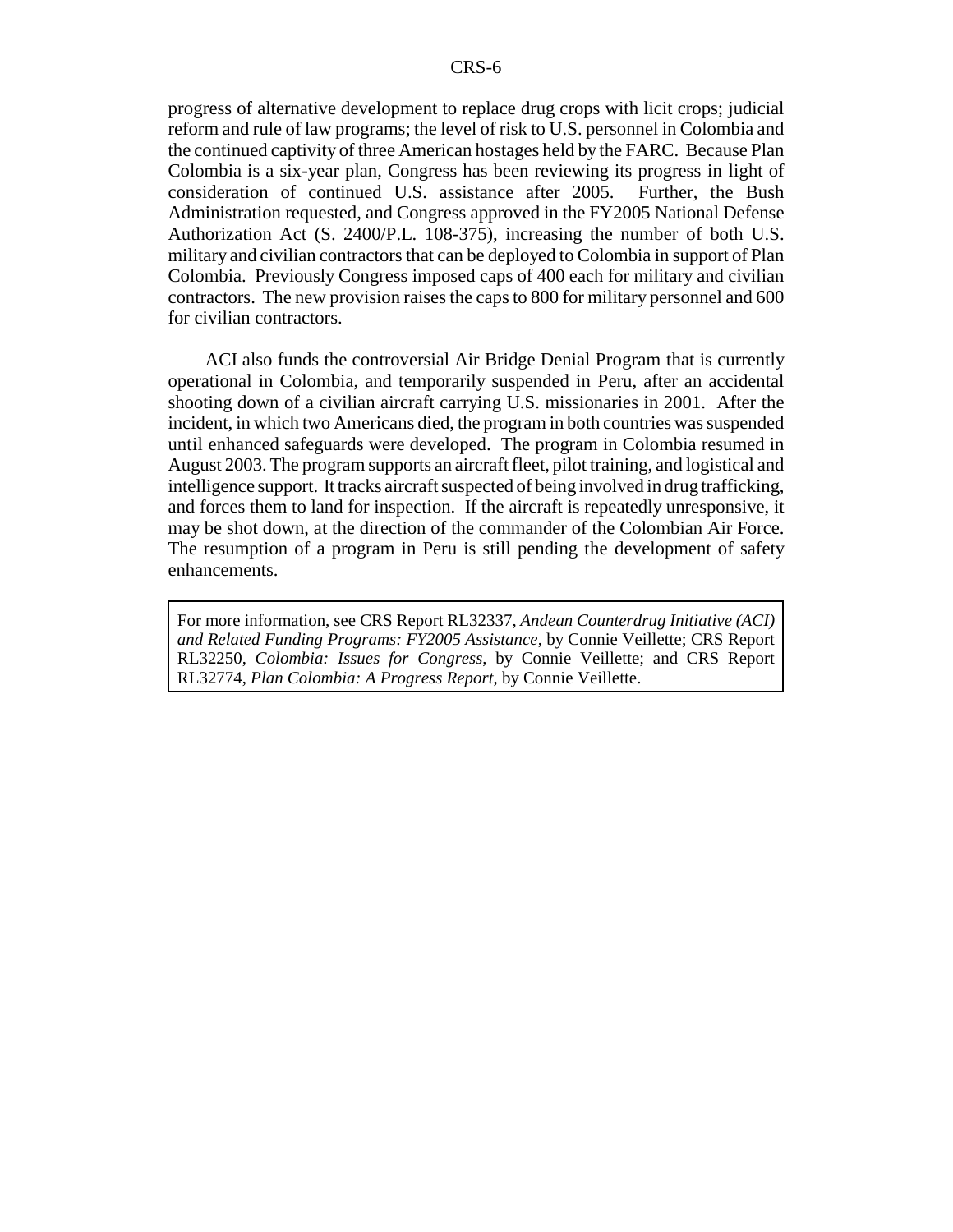progress of alternative development to replace drug crops with licit crops; judicial reform and rule of law programs; the level of risk to U.S. personnel in Colombia and the continued captivity of three American hostages held by the FARC. Because Plan Colombia is a six-year plan, Congress has been reviewing its progress in light of consideration of continued U.S. assistance after 2005. Further, the Bush Administration requested, and Congress approved in the FY2005 National Defense Authorization Act (S. 2400/P.L. 108-375), increasing the number of both U.S. military and civilian contractors that can be deployed to Colombia in support of Plan Colombia. Previously Congress imposed caps of 400 each for military and civilian contractors. The new provision raises the caps to 800 for military personnel and 600 for civilian contractors.

ACI also funds the controversial Air Bridge Denial Program that is currently operational in Colombia, and temporarily suspended in Peru, after an accidental shooting down of a civilian aircraft carrying U.S. missionaries in 2001. After the incident, in which two Americans died, the program in both countries was suspended until enhanced safeguards were developed. The program in Colombia resumed in August 2003. The program supports an aircraft fleet, pilot training, and logistical and intelligence support. It tracks aircraft suspected of being involved in drug trafficking, and forces them to land for inspection. If the aircraft is repeatedly unresponsive, it may be shot down, at the direction of the commander of the Colombian Air Force. The resumption of a program in Peru is still pending the development of safety enhancements.

For more information, see CRS Report RL32337, *Andean Counterdrug Initiative (ACI) and Related Funding Programs: FY2005 Assistance*, by Connie Veillette; CRS Report RL32250, *Colombia: Issues for Congress*, by Connie Veillette; and CRS Report RL32774, *Plan Colombia: A Progress Report*, by Connie Veillette.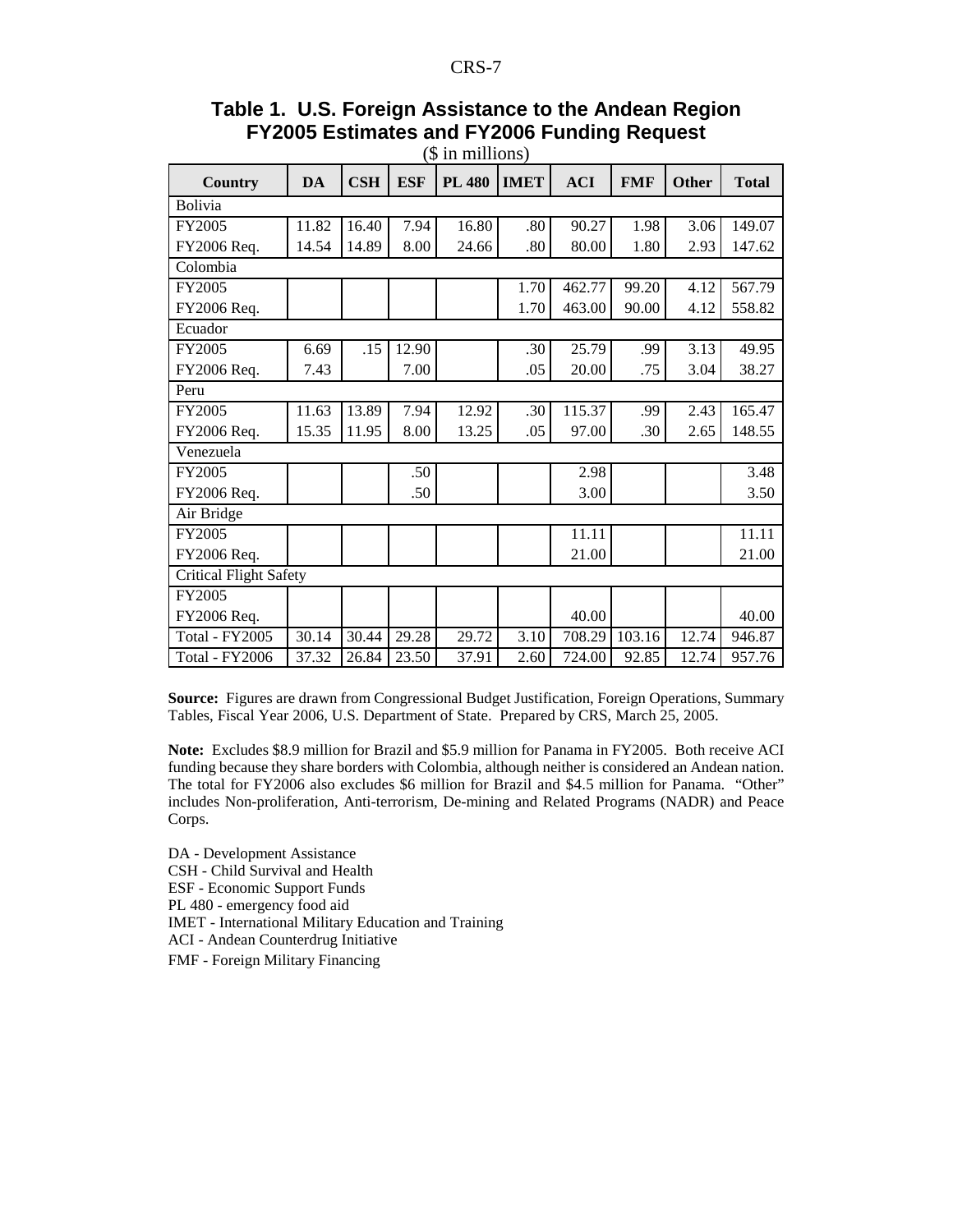**Table 1. U.S. Foreign Assistance to the Andean Region FY2005 Estimates and FY2006 Funding Request**

($ in millions)

| Country | DA | CSH | ESF | PL 480 | IMET | ACI | FMF | Other | Total |
|---|---|---|---|---|---|---|---|---|---|
| Bolivia | | | | | | | | | |
| FY2005 | 11.82 | 16.40 | 7.94 | 16.80 | .80 | 90.27 | 1.98 | 3.06 | 149.07 |
| FY2006 Req. | 14.54 | 14.89 | 8.00 | 24.66 | .80 | 80.00 | 1.80 | 2.93 | 147.62 |
| Colombia | | | | | | | | | |
| FY2005 | | | | | 1.70 | 462.77 | 99.20 | 4.12 | 567.79 |
| FY2006 Req. | | | | | 1.70 | 463.00 | 90.00 | 4.12 | 558.82 |
| Ecuador | | | | | | | | | |
| FY2005 | 6.69 | .15 | 12.90 | | .30 | 25.79 | .99 | 3.13 | 49.95 |
| FY2006 Req. | 7.43 | | 7.00 | | .05 | 20.00 | .75 | 3.04 | 38.27 |
| Peru | | | | | | | | | |
| FY2005 | 11.63 | 13.89 | 7.94 | 12.92 | .30 | 115.37 | .99 | 2.43 | 165.47 |
| FY2006 Req. | 15.35 | 11.95 | 8.00 | 13.25 | .05 | 97.00 | .30 | 2.65 | 148.55 |
| Venezuela | | | | | | | | | |
| FY2005 | | | .50 | | | 2.98 | | | 3.48 |
| FY2006 Req. | | | .50 | | | 3.00 | | | 3.50 |
| Air Bridge | | | | | | | | | |
| FY2005 | | | | | | 11.11 | | | 11.11 |
| FY2006 Req. | | | | | | 21.00 | | | 21.00 |
| Critical Flight Safety | | | | | | | | | |
| FY2005 | | | | | | | | | |
| FY2006 Req. | | | | | | 40.00 | | | 40.00 |
| Total - FY2005 | 30.14 | 30.44 | 29.28 | 29.72 | 3.10 | 708.29 | 103.16 | 12.74 | 946.87 |
| Total - FY2006 | 37.32 | 26.84 | 23.50 | 37.91 | 2.60 | 724.00 | 92.85 | 12.74 | 957.76 |

**Source:** Figures are drawn from Congressional Budget Justification, Foreign Operations, Summary Tables, Fiscal Year 2006, U.S. Department of State. Prepared by CRS, March 25, 2005.

**Note:** Excludes $8.9 million for Brazil and $5.9 million for Panama in FY2005. Both receive ACI funding because they share borders with Colombia, although neither is considered an Andean nation. The total for FY2006 also excludes $6 million for Brazil and $4.5 million for Panama. "Other" includes Non-proliferation, Anti-terrorism, De-mining and Related Programs (NADR) and Peace Corps.

DA - Development Assistance
CSH - Child Survival and Health
ESF - Economic Support Funds
PL 480 - emergency food aid
IMET - International Military Education and Training
ACI - Andean Counterdrug Initiative
FMF - Foreign Military Financing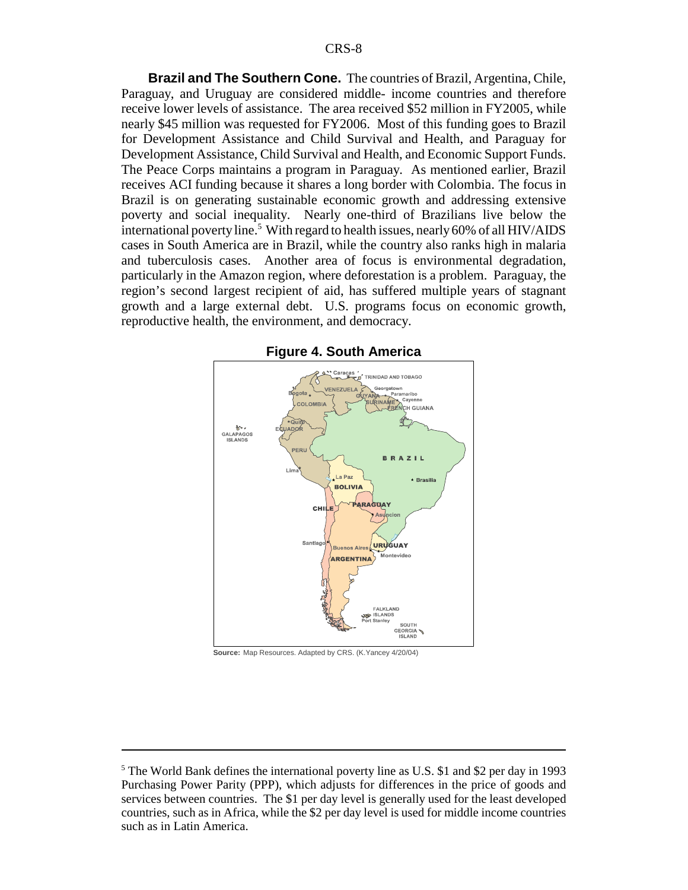**Brazil and The Southern Cone.** The countries of Brazil, Argentina, Chile, Paraguay, and Uruguay are considered middle- income countries and therefore receive lower levels of assistance. The area received $52 million in FY2005, while nearly $45 million was requested for FY2006. Most of this funding goes to Brazil for Development Assistance and Child Survival and Health, and Paraguay for Development Assistance, Child Survival and Health, and Economic Support Funds. The Peace Corps maintains a program in Paraguay. As mentioned earlier, Brazil receives ACI funding because it shares a long border with Colombia. The focus in Brazil is on generating sustainable economic growth and addressing extensive poverty and social inequality. Nearly one-third of Brazilians live below the international poverty line.[5] With regard to health issues, nearly 60% of all HIV/AIDS cases in South America are in Brazil, while the country also ranks high in malaria and tuberculosis cases. Another area of focus is environmental degradation, particularly in the Amazon region, where deforestation is a problem. Paraguay, the region's second largest recipient of aid, has suffered multiple years of stagnant growth and a large external debt. U.S. programs focus on economic growth, reproductive health, the environment, and democracy.

**Figure 4. South America**

**Source:** Map Resources. Adapted by CRS. (K.Yancey 4/20/04)

---

[5] The World Bank defines the international poverty line as U.S. $1 and $2 per day in 1993 Purchasing Power Parity (PPP), which adjusts for differences in the price of goods and services between countries. The $1 per day level is generally used for the least developed countries, such as in Africa, while the $2 per day level is used for middle income countries such as in Latin America.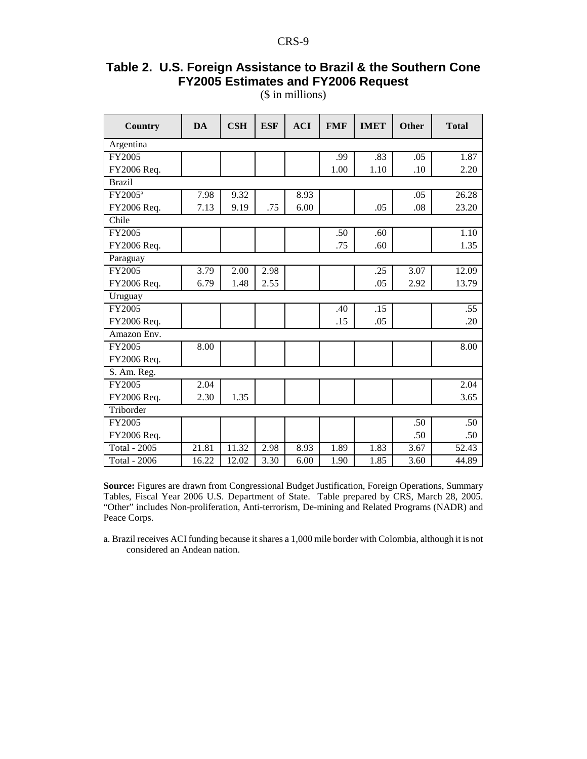## Table 2. U.S. Foreign Assistance to Brazil & the Southern Cone FY2005 Estimates and FY2006 Request

($ in millions)

| Country | DA | CSH | ESF | ACI | FMF | IMET | Other | Total |
|---|---|---|---|---|---|---|---|---|
| Argentina | | | | | | | | |
| FY2005 | | | | | .99 | .83 | .05 | 1.87 |
| FY2006 Req. | | | | | 1.00 | 1.10 | .10 | 2.20 |
| Brazil | | | | | | | | |
| FY2005[a] | 7.98 | 9.32 | | 8.93 | | | .05 | 26.28 |
| FY2006 Req. | 7.13 | 9.19 | .75 | 6.00 | | .05 | .08 | 23.20 |
| Chile | | | | | | | | |
| FY2005 | | | | | .50 | .60 | | 1.10 |
| FY2006 Req. | | | | | .75 | .60 | | 1.35 |
| Paraguay | | | | | | | | |
| FY2005 | 3.79 | 2.00 | 2.98 | | | .25 | 3.07 | 12.09 |
| FY2006 Req. | 6.79 | 1.48 | 2.55 | | | .05 | 2.92 | 13.79 |
| Uruguay | | | | | | | | |
| FY2005 | | | | | .40 | .15 | | .55 |
| FY2006 Req. | | | | | .15 | .05 | | .20 |
| Amazon Env. | | | | | | | | |
| FY2005 | 8.00 | | | | | | | 8.00 |
| FY2006 Req. | | | | | | | | |
| S. Am. Reg. | | | | | | | | |
| FY2005 | 2.04 | | | | | | | 2.04 |
| FY2006 Req. | 2.30 | 1.35 | | | | | | 3.65 |
| Triborder | | | | | | | | |
| FY2005 | | | | | | | .50 | .50 |
| FY2006 Req. | | | | | | | .50 | .50 |
| Total - 2005 | 21.81 | 11.32 | 2.98 | 8.93 | 1.89 | 1.83 | 3.67 | 52.43 |
| Total - 2006 | 16.22 | 12.02 | 3.30 | 6.00 | 1.90 | 1.85 | 3.60 | 44.89 |

**Source:** Figures are drawn from Congressional Budget Justification, Foreign Operations, Summary Tables, Fiscal Year 2006 U.S. Department of State. Table prepared by CRS, March 28, 2005. "Other" includes Non-proliferation, Anti-terrorism, De-mining and Related Programs (NADR) and Peace Corps.

a. Brazil receives ACI funding because it shares a 1,000 mile border with Colombia, although it is not considered an Andean nation.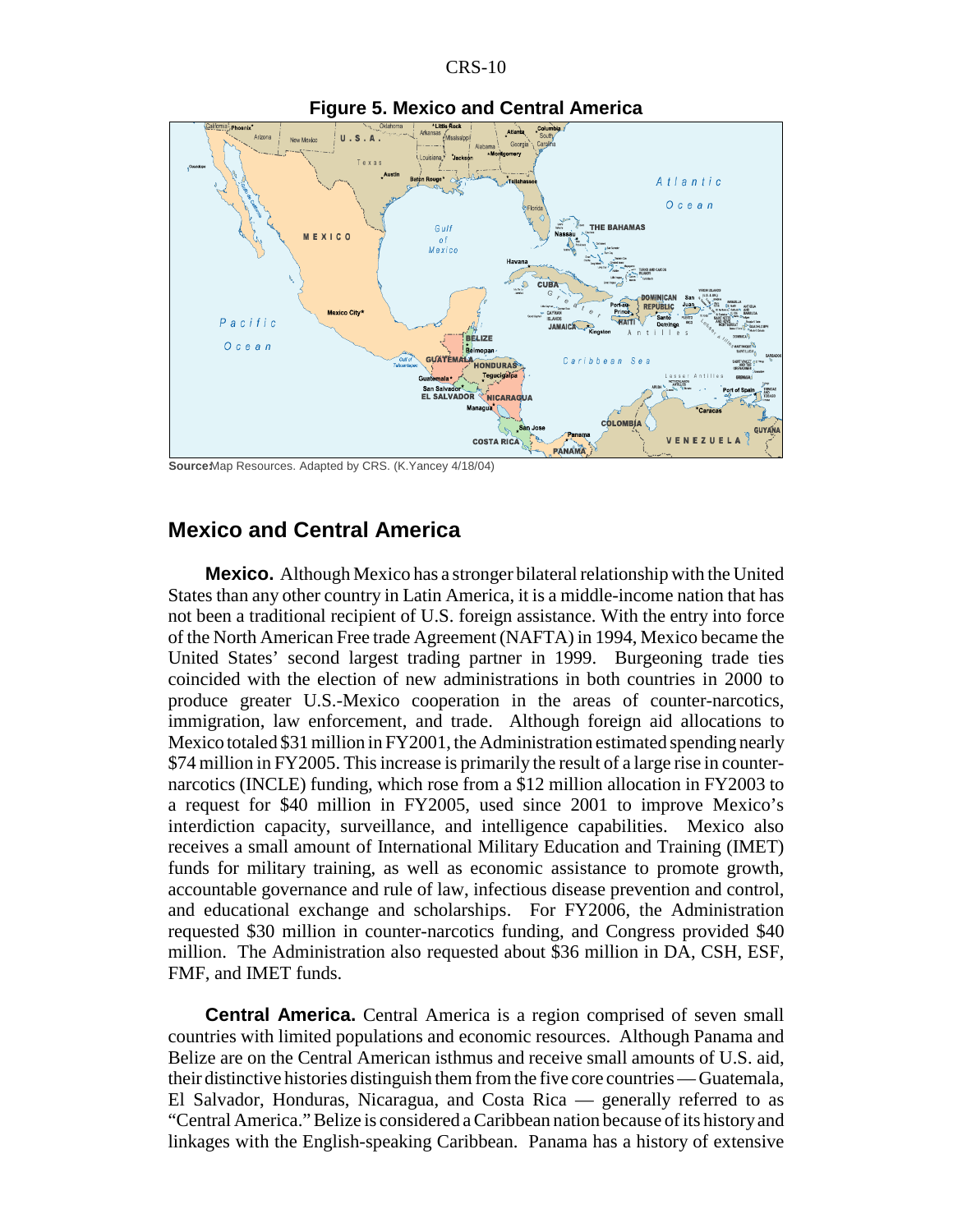**Figure 5. Mexico and Central America**

**Source:** Map Resources. Adapted by CRS. (K.Yancey 4/18/04)

## Mexico and Central America

**Mexico.** Although Mexico has a stronger bilateral relationship with the United States than any other country in Latin America, it is a middle-income nation that has not been a traditional recipient of U.S. foreign assistance. With the entry into force of the North American Free trade Agreement (NAFTA) in 1994, Mexico became the United States' second largest trading partner in 1999. Burgeoning trade ties coincided with the election of new administrations in both countries in 2000 to produce greater U.S.-Mexico cooperation in the areas of counter-narcotics, immigration, law enforcement, and trade. Although foreign aid allocations to Mexico totaled $31 million in FY2001, the Administration estimated spending nearly $74 million in FY2005. This increase is primarily the result of a large rise in counter-narcotics (INCLE) funding, which rose from a $12 million allocation in FY2003 to a request for $40 million in FY2005, used since 2001 to improve Mexico's interdiction capacity, surveillance, and intelligence capabilities. Mexico also receives a small amount of International Military Education and Training (IMET) funds for military training, as well as economic assistance to promote growth, accountable governance and rule of law, infectious disease prevention and control, and educational exchange and scholarships. For FY2006, the Administration requested $30 million in counter-narcotics funding, and Congress provided $40 million. The Administration also requested about $36 million in DA, CSH, ESF, FMF, and IMET funds.

**Central America.** Central America is a region comprised of seven small countries with limited populations and economic resources. Although Panama and Belize are on the Central American isthmus and receive small amounts of U.S. aid, their distinctive histories distinguish them from the five core countries — Guatemala, El Salvador, Honduras, Nicaragua, and Costa Rica — generally referred to as "Central America." Belize is considered a Caribbean nation because of its history and linkages with the English-speaking Caribbean. Panama has a history of extensive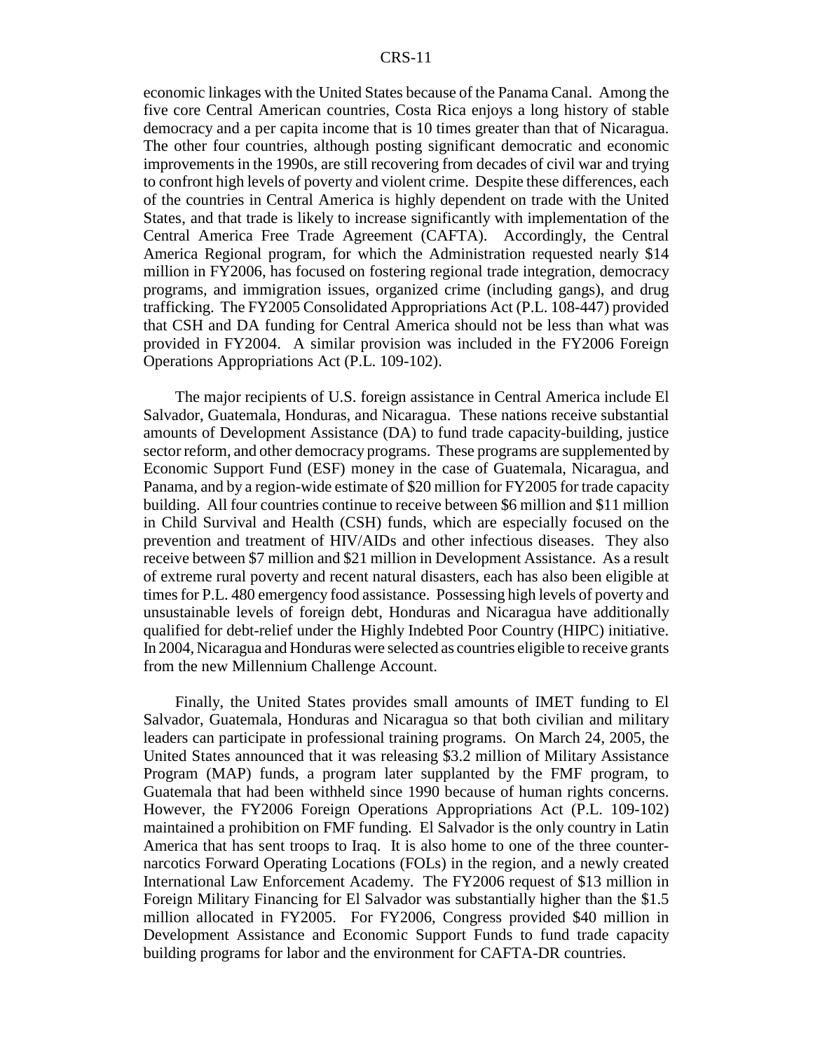economic linkages with the United States because of the Panama Canal. Among the five core Central American countries, Costa Rica enjoys a long history of stable democracy and a per capita income that is 10 times greater than that of Nicaragua. The other four countries, although posting significant democratic and economic improvements in the 1990s, are still recovering from decades of civil war and trying to confront high levels of poverty and violent crime. Despite these differences, each of the countries in Central America is highly dependent on trade with the United States, and that trade is likely to increase significantly with implementation of the Central America Free Trade Agreement (CAFTA). Accordingly, the Central America Regional program, for which the Administration requested nearly $14 million in FY2006, has focused on fostering regional trade integration, democracy programs, and immigration issues, organized crime (including gangs), and drug trafficking. The FY2005 Consolidated Appropriations Act (P.L. 108-447) provided that CSH and DA funding for Central America should not be less than what was provided in FY2004. A similar provision was included in the FY2006 Foreign Operations Appropriations Act (P.L. 109-102).

The major recipients of U.S. foreign assistance in Central America include El Salvador, Guatemala, Honduras, and Nicaragua. These nations receive substantial amounts of Development Assistance (DA) to fund trade capacity-building, justice sector reform, and other democracy programs. These programs are supplemented by Economic Support Fund (ESF) money in the case of Guatemala, Nicaragua, and Panama, and by a region-wide estimate of $20 million for FY2005 for trade capacity building. All four countries continue to receive between $6 million and $11 million in Child Survival and Health (CSH) funds, which are especially focused on the prevention and treatment of HIV/AIDs and other infectious diseases. They also receive between $7 million and $21 million in Development Assistance. As a result of extreme rural poverty and recent natural disasters, each has also been eligible at times for P.L. 480 emergency food assistance. Possessing high levels of poverty and unsustainable levels of foreign debt, Honduras and Nicaragua have additionally qualified for debt-relief under the Highly Indebted Poor Country (HIPC) initiative. In 2004, Nicaragua and Honduras were selected as countries eligible to receive grants from the new Millennium Challenge Account.

Finally, the United States provides small amounts of IMET funding to El Salvador, Guatemala, Honduras and Nicaragua so that both civilian and military leaders can participate in professional training programs. On March 24, 2005, the United States announced that it was releasing $3.2 million of Military Assistance Program (MAP) funds, a program later supplanted by the FMF program, to Guatemala that had been withheld since 1990 because of human rights concerns. However, the FY2006 Foreign Operations Appropriations Act (P.L. 109-102) maintained a prohibition on FMF funding. El Salvador is the only country in Latin America that has sent troops to Iraq. It is also home to one of the three counter-narcotics Forward Operating Locations (FOLs) in the region, and a newly created International Law Enforcement Academy. The FY2006 request of $13 million in Foreign Military Financing for El Salvador was substantially higher than the $1.5 million allocated in FY2005. For FY2006, Congress provided $40 million in Development Assistance and Economic Support Funds to fund trade capacity building programs for labor and the environment for CAFTA-DR countries.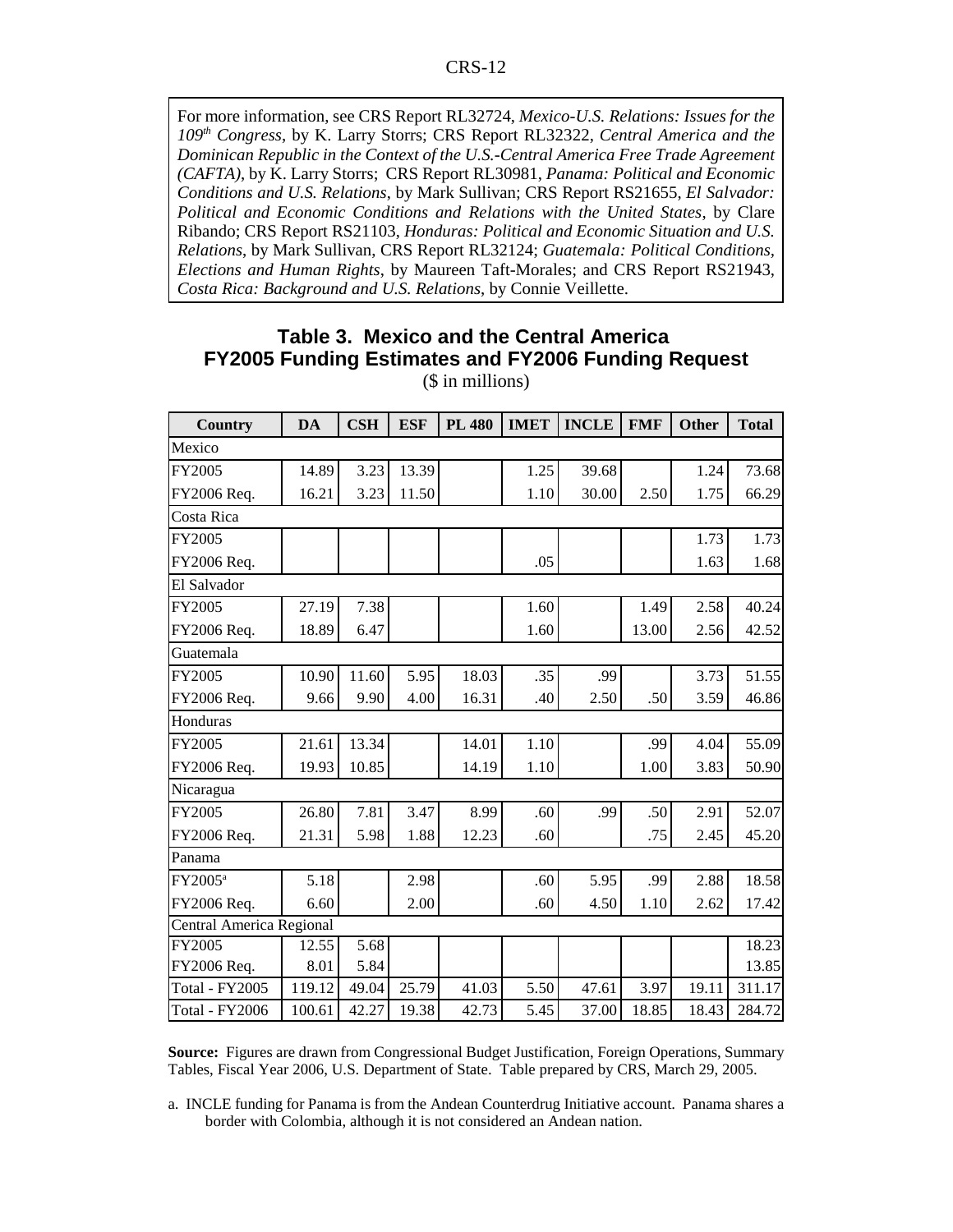For more information, see CRS Report RL32724, *Mexico-U.S. Relations: Issues for the 109th Congress*, by K. Larry Storrs; CRS Report RL32322, *Central America and the Dominican Republic in the Context of the U.S.-Central America Free Trade Agreement (CAFTA)*, by K. Larry Storrs; CRS Report RL30981, *Panama: Political and Economic Conditions and U.S. Relations*, by Mark Sullivan; CRS Report RS21655, *El Salvador: Political and Economic Conditions and Relations with the United States*, by Clare Ribando; CRS Report RS21103, *Honduras: Political and Economic Situation and U.S. Relations*, by Mark Sullivan, CRS Report RL32124; *Guatemala: Political Conditions, Elections and Human Rights*, by Maureen Taft-Morales; and CRS Report RS21943, *Costa Rica: Background and U.S. Relations*, by Connie Veillette.

## Table 3. Mexico and the Central America FY2005 Funding Estimates and FY2006 Funding Request

($ in millions)

| Country | DA | CSH | ESF | PL 480 | IMET | INCLE | FMF | Other | Total |
|---|---|---|---|---|---|---|---|---|---|
| Mexico | | | | | | | | | |
| FY2005 | 14.89 | 3.23 | 13.39 | | 1.25 | 39.68 | | 1.24 | 73.68 |
| FY2006 Req. | 16.21 | 3.23 | 11.50 | | 1.10 | 30.00 | 2.50 | 1.75 | 66.29 |
| Costa Rica | | | | | | | | | |
| FY2005 | | | | | | | | 1.73 | 1.73 |
| FY2006 Req. | | | | | .05 | | | 1.63 | 1.68 |
| El Salvador | | | | | | | | | |
| FY2005 | 27.19 | 7.38 | | | 1.60 | | 1.49 | 2.58 | 40.24 |
| FY2006 Req. | 18.89 | 6.47 | | | 1.60 | | 13.00 | 2.56 | 42.52 |
| Guatemala | | | | | | | | | |
| FY2005 | 10.90 | 11.60 | 5.95 | 18.03 | .35 | .99 | | 3.73 | 51.55 |
| FY2006 Req. | 9.66 | 9.90 | 4.00 | 16.31 | .40 | 2.50 | .50 | 3.59 | 46.86 |
| Honduras | | | | | | | | | |
| FY2005 | 21.61 | 13.34 | | 14.01 | 1.10 | | .99 | 4.04 | 55.09 |
| FY2006 Req. | 19.93 | 10.85 | | 14.19 | 1.10 | | 1.00 | 3.83 | 50.90 |
| Nicaragua | | | | | | | | | |
| FY2005 | 26.80 | 7.81 | 3.47 | 8.99 | .60 | .99 | .50 | 2.91 | 52.07 |
| FY2006 Req. | 21.31 | 5.98 | 1.88 | 12.23 | .60 | | .75 | 2.45 | 45.20 |
| Panama | | | | | | | | | |
| FY2005[a] | 5.18 | | 2.98 | | .60 | 5.95 | .99 | 2.88 | 18.58 |
| FY2006 Req. | 6.60 | | 2.00 | | .60 | 4.50 | 1.10 | 2.62 | 17.42 |
| Central America Regional | | | | | | | | | |
| FY2005 | 12.55 | 5.68 | | | | | | | 18.23 |
| FY2006 Req. | 8.01 | 5.84 | | | | | | | 13.85 |
| Total - FY2005 | 119.12 | 49.04 | 25.79 | 41.03 | 5.50 | 47.61 | 3.97 | 19.11 | 311.17 |
| Total - FY2006 | 100.61 | 42.27 | 19.38 | 42.73 | 5.45 | 37.00 | 18.85 | 18.43 | 284.72 |

**Source:** Figures are drawn from Congressional Budget Justification, Foreign Operations, Summary Tables, Fiscal Year 2006, U.S. Department of State. Table prepared by CRS, March 29, 2005.

a. INCLE funding for Panama is from the Andean Counterdrug Initiative account. Panama shares a border with Colombia, although it is not considered an Andean nation.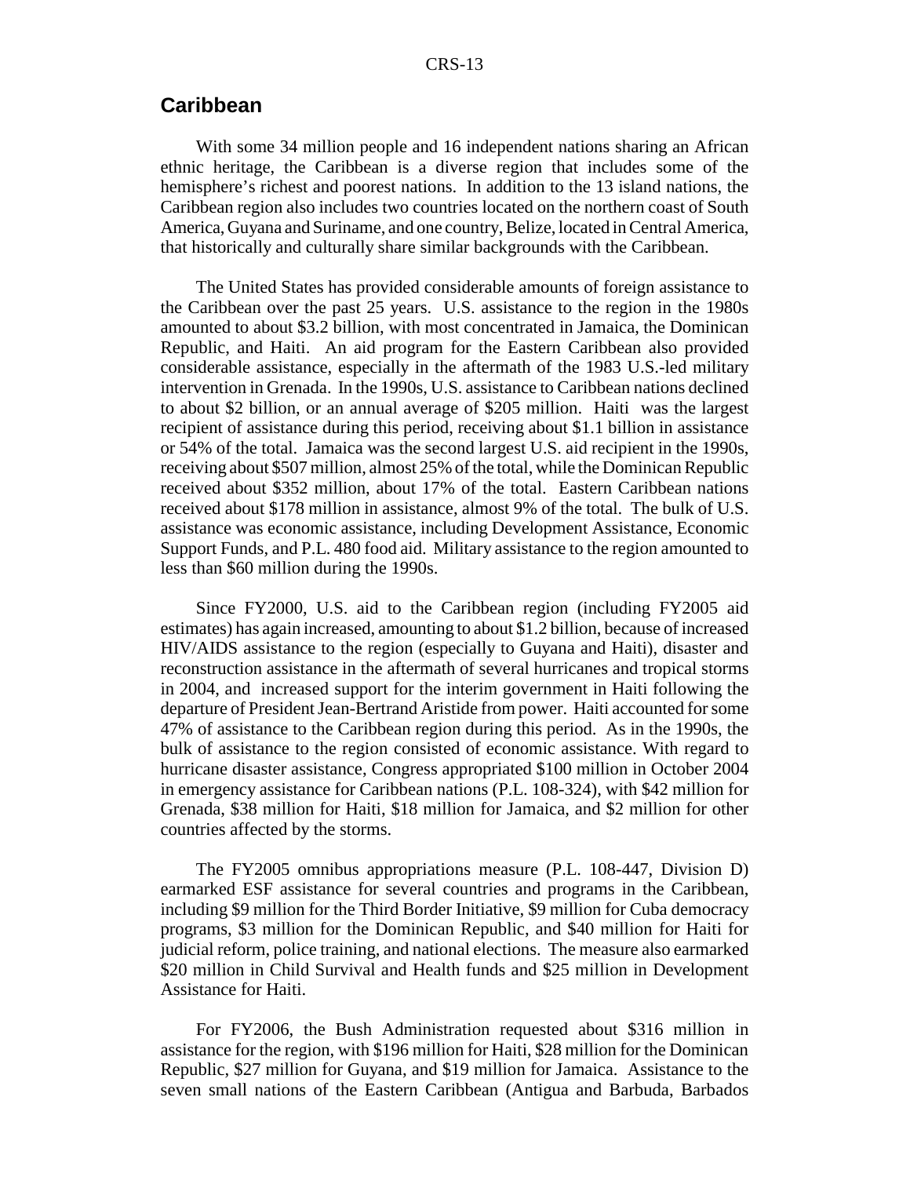## Caribbean

With some 34 million people and 16 independent nations sharing an African ethnic heritage, the Caribbean is a diverse region that includes some of the hemisphere's richest and poorest nations. In addition to the 13 island nations, the Caribbean region also includes two countries located on the northern coast of South America, Guyana and Suriname, and one country, Belize, located in Central America, that historically and culturally share similar backgrounds with the Caribbean.

The United States has provided considerable amounts of foreign assistance to the Caribbean over the past 25 years. U.S. assistance to the region in the 1980s amounted to about $3.2 billion, with most concentrated in Jamaica, the Dominican Republic, and Haiti. An aid program for the Eastern Caribbean also provided considerable assistance, especially in the aftermath of the 1983 U.S.-led military intervention in Grenada. In the 1990s, U.S. assistance to Caribbean nations declined to about $2 billion, or an annual average of $205 million. Haiti was the largest recipient of assistance during this period, receiving about $1.1 billion in assistance or 54% of the total. Jamaica was the second largest U.S. aid recipient in the 1990s, receiving about $507 million, almost 25% of the total, while the Dominican Republic received about $352 million, about 17% of the total. Eastern Caribbean nations received about $178 million in assistance, almost 9% of the total. The bulk of U.S. assistance was economic assistance, including Development Assistance, Economic Support Funds, and P.L. 480 food aid. Military assistance to the region amounted to less than $60 million during the 1990s.

Since FY2000, U.S. aid to the Caribbean region (including FY2005 aid estimates) has again increased, amounting to about $1.2 billion, because of increased HIV/AIDS assistance to the region (especially to Guyana and Haiti), disaster and reconstruction assistance in the aftermath of several hurricanes and tropical storms in 2004, and increased support for the interim government in Haiti following the departure of President Jean-Bertrand Aristide from power. Haiti accounted for some 47% of assistance to the Caribbean region during this period. As in the 1990s, the bulk of assistance to the region consisted of economic assistance. With regard to hurricane disaster assistance, Congress appropriated $100 million in October 2004 in emergency assistance for Caribbean nations (P.L. 108-324), with $42 million for Grenada, $38 million for Haiti, $18 million for Jamaica, and $2 million for other countries affected by the storms.

The FY2005 omnibus appropriations measure (P.L. 108-447, Division D) earmarked ESF assistance for several countries and programs in the Caribbean, including $9 million for the Third Border Initiative, $9 million for Cuba democracy programs, $3 million for the Dominican Republic, and $40 million for Haiti for judicial reform, police training, and national elections. The measure also earmarked $20 million in Child Survival and Health funds and $25 million in Development Assistance for Haiti.

For FY2006, the Bush Administration requested about $316 million in assistance for the region, with $196 million for Haiti, $28 million for the Dominican Republic, $27 million for Guyana, and $19 million for Jamaica. Assistance to the seven small nations of the Eastern Caribbean (Antigua and Barbuda, Barbados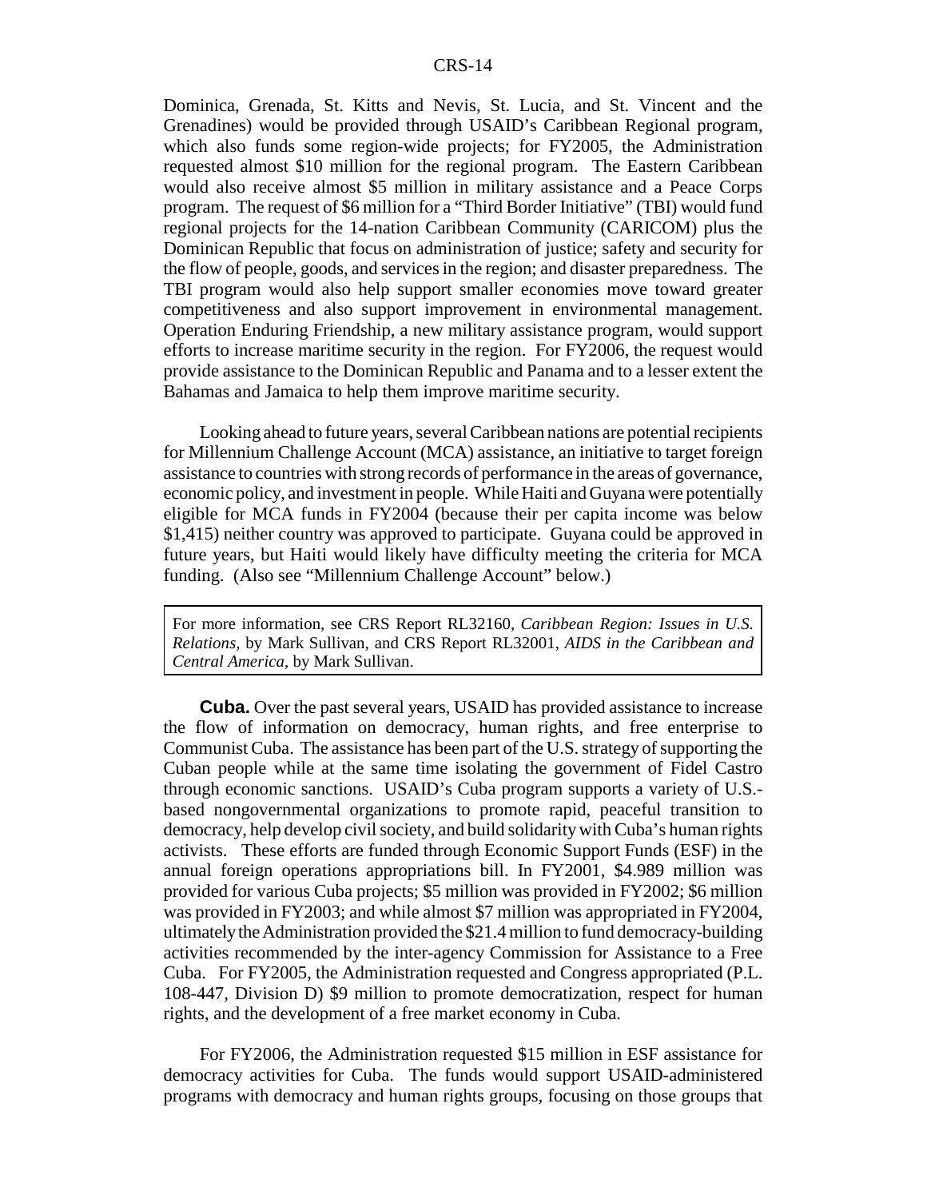Dominica, Grenada, St. Kitts and Nevis, St. Lucia, and St. Vincent and the Grenadines) would be provided through USAID's Caribbean Regional program, which also funds some region-wide projects; for FY2005, the Administration requested almost $10 million for the regional program. The Eastern Caribbean would also receive almost $5 million in military assistance and a Peace Corps program. The request of $6 million for a "Third Border Initiative" (TBI) would fund regional projects for the 14-nation Caribbean Community (CARICOM) plus the Dominican Republic that focus on administration of justice; safety and security for the flow of people, goods, and services in the region; and disaster preparedness. The TBI program would also help support smaller economies move toward greater competitiveness and also support improvement in environmental management. Operation Enduring Friendship, a new military assistance program, would support efforts to increase maritime security in the region. For FY2006, the request would provide assistance to the Dominican Republic and Panama and to a lesser extent the Bahamas and Jamaica to help them improve maritime security.

Looking ahead to future years, several Caribbean nations are potential recipients for Millennium Challenge Account (MCA) assistance, an initiative to target foreign assistance to countries with strong records of performance in the areas of governance, economic policy, and investment in people. While Haiti and Guyana were potentially eligible for MCA funds in FY2004 (because their per capita income was below $1,415) neither country was approved to participate. Guyana could be approved in future years, but Haiti would likely have difficulty meeting the criteria for MCA funding. (Also see "Millennium Challenge Account" below.)

> For more information, see CRS Report RL32160, *Caribbean Region: Issues in U.S. Relations*, by Mark Sullivan, and CRS Report RL32001, *AIDS in the Caribbean and Central America*, by Mark Sullivan.

**Cuba.** Over the past several years, USAID has provided assistance to increase the flow of information on democracy, human rights, and free enterprise to Communist Cuba. The assistance has been part of the U.S. strategy of supporting the Cuban people while at the same time isolating the government of Fidel Castro through economic sanctions. USAID's Cuba program supports a variety of U.S.-based nongovernmental organizations to promote rapid, peaceful transition to democracy, help develop civil society, and build solidarity with Cuba's human rights activists. These efforts are funded through Economic Support Funds (ESF) in the annual foreign operations appropriations bill. In FY2001, $4.989 million was provided for various Cuba projects; $5 million was provided in FY2002; $6 million was provided in FY2003; and while almost $7 million was appropriated in FY2004, ultimately the Administration provided the $21.4 million to fund democracy-building activities recommended by the inter-agency Commission for Assistance to a Free Cuba. For FY2005, the Administration requested and Congress appropriated (P.L. 108-447, Division D) $9 million to promote democratization, respect for human rights, and the development of a free market economy in Cuba.

For FY2006, the Administration requested $15 million in ESF assistance for democracy activities for Cuba. The funds would support USAID-administered programs with democracy and human rights groups, focusing on those groups that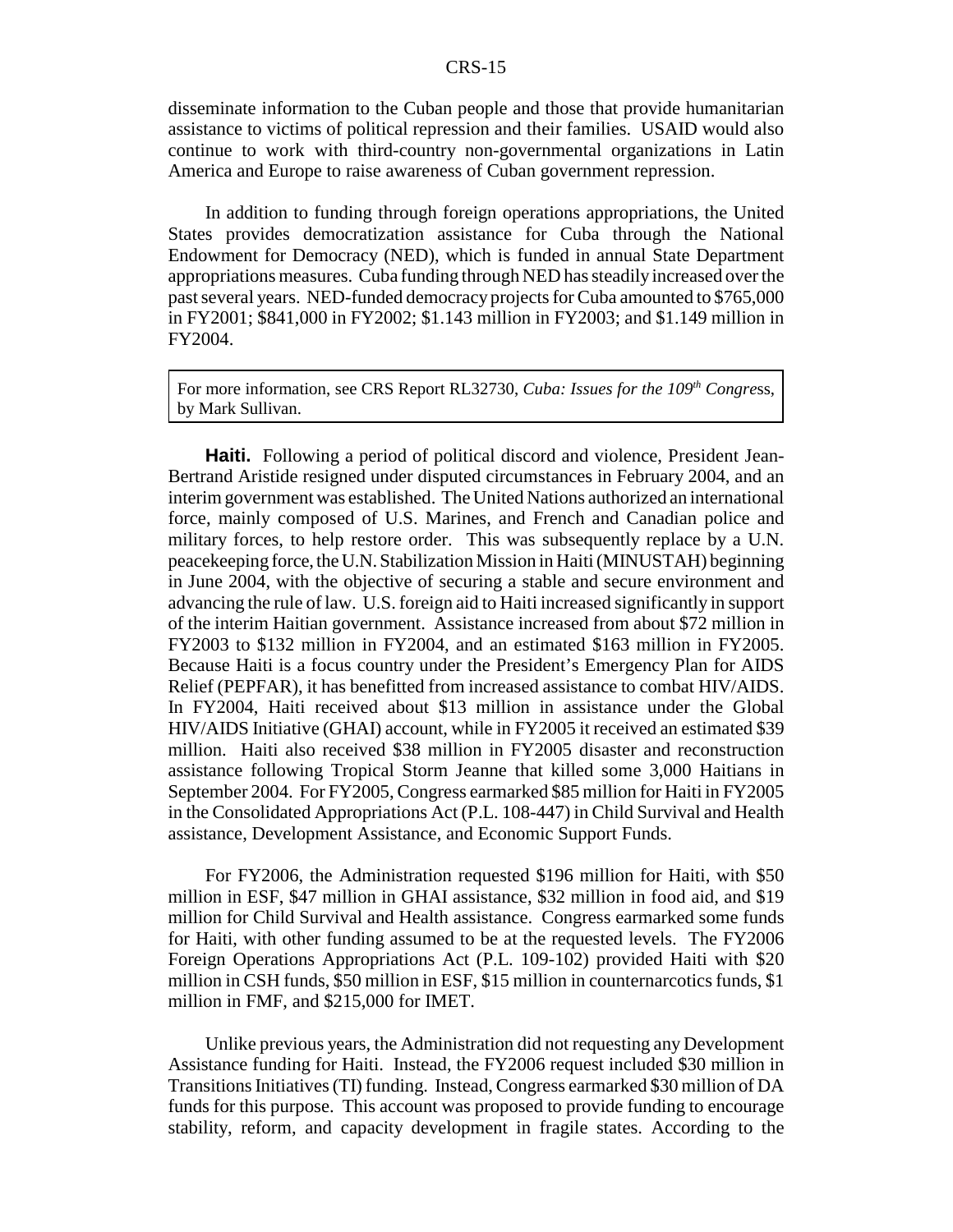disseminate information to the Cuban people and those that provide humanitarian assistance to victims of political repression and their families. USAID would also continue to work with third-country non-governmental organizations in Latin America and Europe to raise awareness of Cuban government repression.

In addition to funding through foreign operations appropriations, the United States provides democratization assistance for Cuba through the National Endowment for Democracy (NED), which is funded in annual State Department appropriations measures. Cuba funding through NED has steadily increased over the past several years. NED-funded democracy projects for Cuba amounted to $765,000 in FY2001; $841,000 in FY2002; $1.143 million in FY2003; and $1.149 million in FY2004.

> For more information, see CRS Report RL32730, *Cuba: Issues for the 109th Congress*, by Mark Sullivan.

**Haiti.** Following a period of political discord and violence, President Jean-Bertrand Aristide resigned under disputed circumstances in February 2004, and an interim government was established. The United Nations authorized an international force, mainly composed of U.S. Marines, and French and Canadian police and military forces, to help restore order. This was subsequently replace by a U.N. peacekeeping force, the U.N. Stabilization Mission in Haiti (MINUSTAH) beginning in June 2004, with the objective of securing a stable and secure environment and advancing the rule of law. U.S. foreign aid to Haiti increased significantly in support of the interim Haitian government. Assistance increased from about $72 million in FY2003 to $132 million in FY2004, and an estimated $163 million in FY2005. Because Haiti is a focus country under the President's Emergency Plan for AIDS Relief (PEPFAR), it has benefitted from increased assistance to combat HIV/AIDS. In FY2004, Haiti received about $13 million in assistance under the Global HIV/AIDS Initiative (GHAI) account, while in FY2005 it received an estimated $39 million. Haiti also received $38 million in FY2005 disaster and reconstruction assistance following Tropical Storm Jeanne that killed some 3,000 Haitians in September 2004. For FY2005, Congress earmarked $85 million for Haiti in FY2005 in the Consolidated Appropriations Act (P.L. 108-447) in Child Survival and Health assistance, Development Assistance, and Economic Support Funds.

For FY2006, the Administration requested $196 million for Haiti, with $50 million in ESF, $47 million in GHAI assistance, $32 million in food aid, and $19 million for Child Survival and Health assistance. Congress earmarked some funds for Haiti, with other funding assumed to be at the requested levels. The FY2006 Foreign Operations Appropriations Act (P.L. 109-102) provided Haiti with $20 million in CSH funds, $50 million in ESF, $15 million in counternarcotics funds, $1 million in FMF, and $215,000 for IMET.

Unlike previous years, the Administration did not requesting any Development Assistance funding for Haiti. Instead, the FY2006 request included $30 million in Transitions Initiatives (TI) funding. Instead, Congress earmarked $30 million of DA funds for this purpose. This account was proposed to provide funding to encourage stability, reform, and capacity development in fragile states. According to the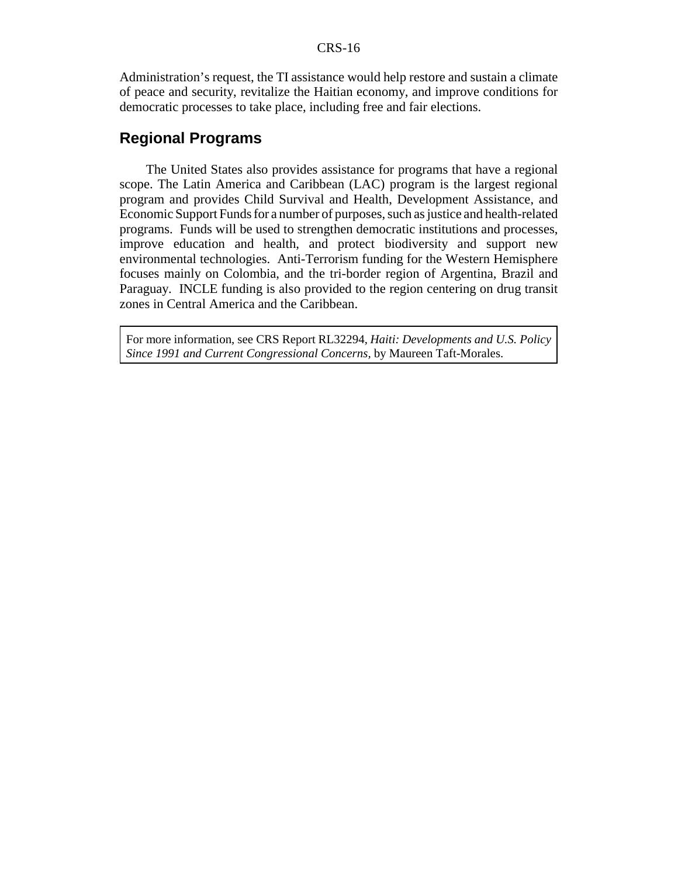Administration's request, the TI assistance would help restore and sustain a climate of peace and security, revitalize the Haitian economy, and improve conditions for democratic processes to take place, including free and fair elections.

## Regional Programs

The United States also provides assistance for programs that have a regional scope. The Latin America and Caribbean (LAC) program is the largest regional program and provides Child Survival and Health, Development Assistance, and Economic Support Funds for a number of purposes, such as justice and health-related programs. Funds will be used to strengthen democratic institutions and processes, improve education and health, and protect biodiversity and support new environmental technologies. Anti-Terrorism funding for the Western Hemisphere focuses mainly on Colombia, and the tri-border region of Argentina, Brazil and Paraguay. INCLE funding is also provided to the region centering on drug transit zones in Central America and the Caribbean.

For more information, see CRS Report RL32294, *Haiti: Developments and U.S. Policy Since 1991 and Current Congressional Concerns*, by Maureen Taft-Morales.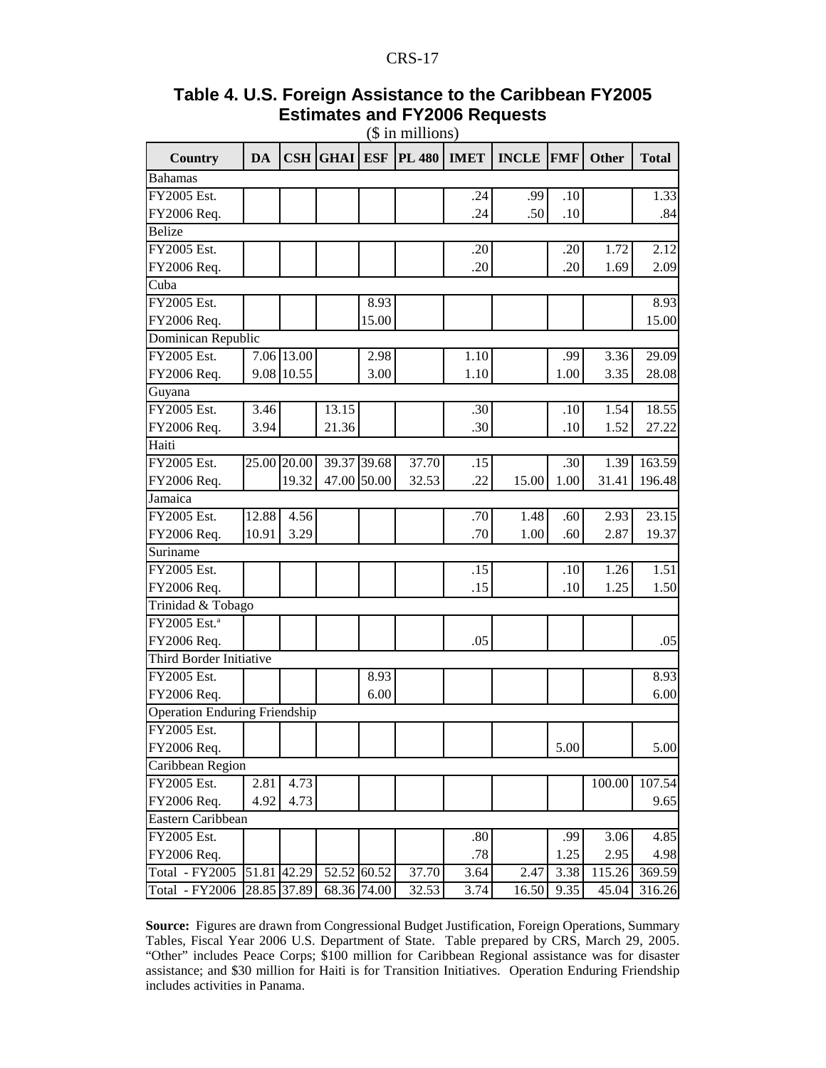**Table 4. U.S. Foreign Assistance to the Caribbean FY2005 Estimates and FY2006 Requests**

($ in millions)

| Country | DA | CSH | GHAI | ESF | PL 480 | IMET | INCLE | FMF | Other | Total |
|---|---|---|---|---|---|---|---|---|---|---|
| Bahamas | | | | | | | | | | |
| FY2005 Est. | | | | | | .24 | .99 | .10 | | 1.33 |
| FY2006 Req. | | | | | | .24 | .50 | .10 | | .84 |
| Belize | | | | | | | | | | |
| FY2005 Est. | | | | | | .20 | | .20 | 1.72 | 2.12 |
| FY2006 Req. | | | | | | .20 | | .20 | 1.69 | 2.09 |
| Cuba | | | | | | | | | | |
| FY2005 Est. | | | | 8.93 | | | | | | 8.93 |
| FY2006 Req. | | | | 15.00 | | | | | | 15.00 |
| Dominican Republic | | | | | | | | | | |
| FY2005 Est. | 7.06 | 13.00 | | 2.98 | | 1.10 | | .99 | 3.36 | 29.09 |
| FY2006 Req. | 9.08 | 10.55 | | 3.00 | | 1.10 | | 1.00 | 3.35 | 28.08 |
| Guyana | | | | | | | | | | |
| FY2005 Est. | 3.46 | | 13.15 | | | .30 | | .10 | 1.54 | 18.55 |
| FY2006 Req. | 3.94 | | 21.36 | | | .30 | | .10 | 1.52 | 27.22 |
| Haiti | | | | | | | | | | |
| FY2005 Est. | 25.00 | 20.00 | 39.37 | 39.68 | 37.70 | .15 | | .30 | 1.39 | 163.59 |
| FY2006 Req. | | 19.32 | 47.00 | 50.00 | 32.53 | .22 | 15.00 | 1.00 | 31.41 | 196.48 |
| Jamaica | | | | | | | | | | |
| FY2005 Est. | 12.88 | 4.56 | | | | .70 | 1.48 | .60 | 2.93 | 23.15 |
| FY2006 Req. | 10.91 | 3.29 | | | | .70 | 1.00 | .60 | 2.87 | 19.37 |
| Suriname | | | | | | | | | | |
| FY2005 Est. | | | | | | .15 | | .10 | 1.26 | 1.51 |
| FY2006 Req. | | | | | | .15 | | .10 | 1.25 | 1.50 |
| Trinidad & Tobago | | | | | | | | | | |
| FY2005 Est.[a] | | | | | | | | | | |
| FY2006 Req. | | | | | | .05 | | | | .05 |
| Third Border Initiative | | | | | | | | | | |
| FY2005 Est. | | | | 8.93 | | | | | | 8.93 |
| FY2006 Req. | | | | 6.00 | | | | | | 6.00 |
| Operation Enduring Friendship | | | | | | | | | | |
| FY2005 Est. | | | | | | | | | | |
| FY2006 Req. | | | | | | | | 5.00 | | 5.00 |
| Caribbean Region | | | | | | | | | | |
| FY2005 Est. | 2.81 | 4.73 | | | | | | | 100.00 | 107.54 |
| FY2006 Req. | 4.92 | 4.73 | | | | | | | | 9.65 |
| Eastern Caribbean | | | | | | | | | | |
| FY2005 Est. | | | | | | .80 | | .99 | 3.06 | 4.85 |
| FY2006 Req. | | | | | | .78 | | 1.25 | 2.95 | 4.98 |
| Total - FY2005 | 51.81 | 42.29 | 52.52 | 60.52 | 37.70 | 3.64 | 2.47 | 3.38 | 115.26 | 369.59 |
| Total - FY2006 | 28.85 | 37.89 | 68.36 | 74.00 | 32.53 | 3.74 | 16.50 | 9.35 | 45.04 | 316.26 |

**Source:** Figures are drawn from Congressional Budget Justification, Foreign Operations, Summary Tables, Fiscal Year 2006 U.S. Department of State. Table prepared by CRS, March 29, 2005. "Other" includes Peace Corps; $100 million for Caribbean Regional assistance was for disaster assistance; and $30 million for Haiti is for Transition Initiatives. Operation Enduring Friendship includes activities in Panama.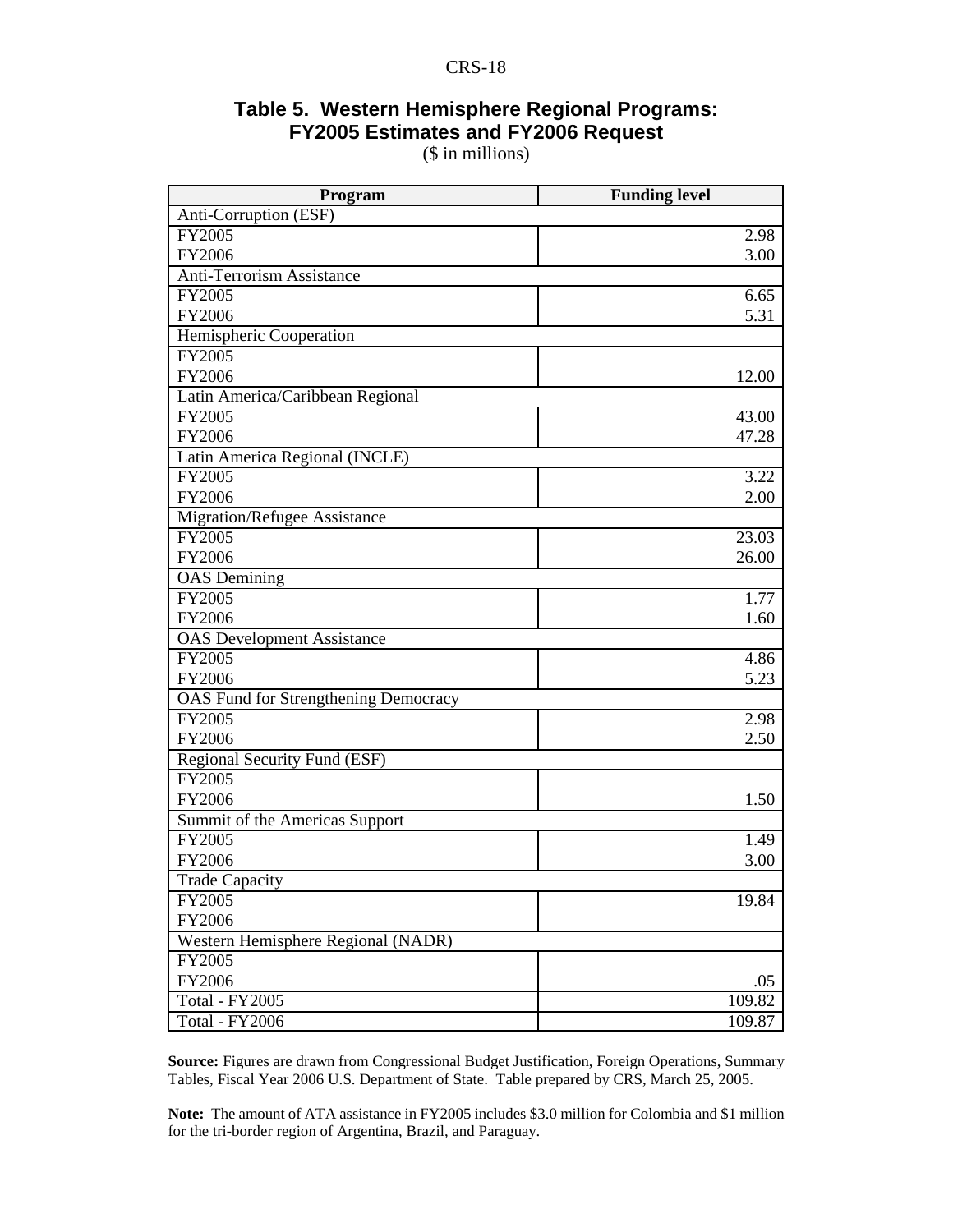### Table 5. Western Hemisphere Regional Programs: FY2005 Estimates and FY2006 Request

($ in millions)

| Program | Funding level |
|---|---|
| Anti-Corruption (ESF) | |
| FY2005 | 2.98 |
| FY2006 | 3.00 |
| Anti-Terrorism Assistance | |
| FY2005 | 6.65 |
| FY2006 | 5.31 |
| Hemispheric Cooperation | |
| FY2005 | |
| FY2006 | 12.00 |
| Latin America/Caribbean Regional | |
| FY2005 | 43.00 |
| FY2006 | 47.28 |
| Latin America Regional (INCLE) | |
| FY2005 | 3.22 |
| FY2006 | 2.00 |
| Migration/Refugee Assistance | |
| FY2005 | 23.03 |
| FY2006 | 26.00 |
| OAS Demining | |
| FY2005 | 1.77 |
| FY2006 | 1.60 |
| OAS Development Assistance | |
| FY2005 | 4.86 |
| FY2006 | 5.23 |
| OAS Fund for Strengthening Democracy | |
| FY2005 | 2.98 |
| FY2006 | 2.50 |
| Regional Security Fund (ESF) | |
| FY2005 | |
| FY2006 | 1.50 |
| Summit of the Americas Support | |
| FY2005 | 1.49 |
| FY2006 | 3.00 |
| Trade Capacity | |
| FY2005 | 19.84 |
| FY2006 | |
| Western Hemisphere Regional (NADR) | |
| FY2005 | |
| FY2006 | .05 |
| Total - FY2005 | 109.82 |
| Total - FY2006 | 109.87 |

**Source:** Figures are drawn from Congressional Budget Justification, Foreign Operations, Summary Tables, Fiscal Year 2006 U.S. Department of State. Table prepared by CRS, March 25, 2005.

**Note:** The amount of ATA assistance in FY2005 includes $3.0 million for Colombia and $1 million for the tri-border region of Argentina, Brazil, and Paraguay.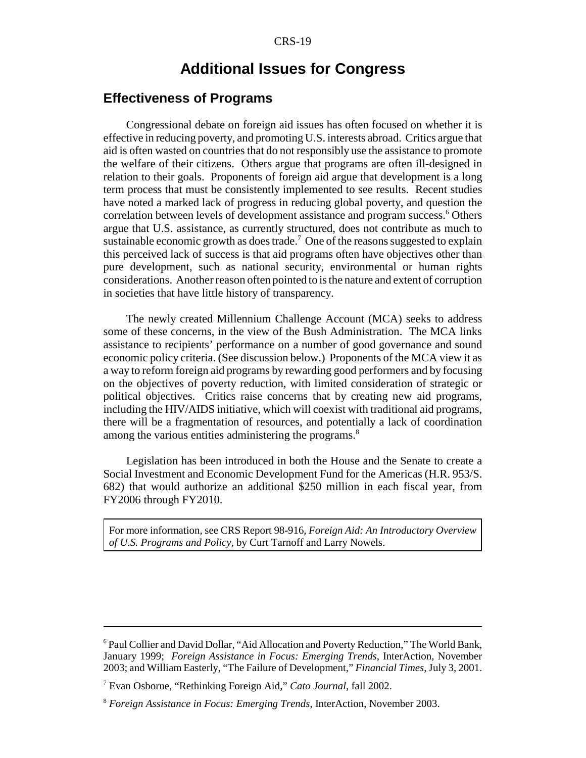# Additional Issues for Congress

## Effectiveness of Programs

Congressional debate on foreign aid issues has often focused on whether it is effective in reducing poverty, and promoting U.S. interests abroad. Critics argue that aid is often wasted on countries that do not responsibly use the assistance to promote the welfare of their citizens. Others argue that programs are often ill-designed in relation to their goals. Proponents of foreign aid argue that development is a long term process that must be consistently implemented to see results. Recent studies have noted a marked lack of progress in reducing global poverty, and question the correlation between levels of development assistance and program success.[6] Others argue that U.S. assistance, as currently structured, does not contribute as much to sustainable economic growth as does trade.[7] One of the reasons suggested to explain this perceived lack of success is that aid programs often have objectives other than pure development, such as national security, environmental or human rights considerations. Another reason often pointed to is the nature and extent of corruption in societies that have little history of transparency.

The newly created Millennium Challenge Account (MCA) seeks to address some of these concerns, in the view of the Bush Administration. The MCA links assistance to recipients' performance on a number of good governance and sound economic policy criteria. (See discussion below.) Proponents of the MCA view it as a way to reform foreign aid programs by rewarding good performers and by focusing on the objectives of poverty reduction, with limited consideration of strategic or political objectives. Critics raise concerns that by creating new aid programs, including the HIV/AIDS initiative, which will coexist with traditional aid programs, there will be a fragmentation of resources, and potentially a lack of coordination among the various entities administering the programs.[8]

Legislation has been introduced in both the House and the Senate to create a Social Investment and Economic Development Fund for the Americas (H.R. 953/S. 682) that would authorize an additional $250 million in each fiscal year, from FY2006 through FY2010.

For more information, see CRS Report 98-916, *Foreign Aid: An Introductory Overview of U.S. Programs and Policy*, by Curt Tarnoff and Larry Nowels.

---

[6] Paul Collier and David Dollar, "Aid Allocation and Poverty Reduction," The World Bank, January 1999; *Foreign Assistance in Focus: Emerging Trends*, InterAction, November 2003; and William Easterly, "The Failure of Development," *Financial Times*, July 3, 2001.

[7] Evan Osborne, "Rethinking Foreign Aid," *Cato Journal*, fall 2002.

[8] *Foreign Assistance in Focus: Emerging Trends*, InterAction, November 2003.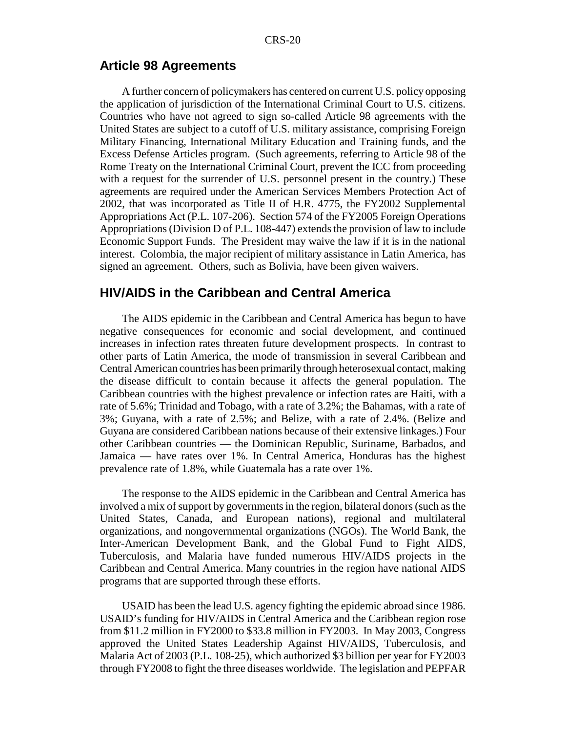## Article 98 Agreements

A further concern of policymakers has centered on current U.S. policy opposing the application of jurisdiction of the International Criminal Court to U.S. citizens. Countries who have not agreed to sign so-called Article 98 agreements with the United States are subject to a cutoff of U.S. military assistance, comprising Foreign Military Financing, International Military Education and Training funds, and the Excess Defense Articles program. (Such agreements, referring to Article 98 of the Rome Treaty on the International Criminal Court, prevent the ICC from proceeding with a request for the surrender of U.S. personnel present in the country.) These agreements are required under the American Services Members Protection Act of 2002, that was incorporated as Title II of H.R. 4775, the FY2002 Supplemental Appropriations Act (P.L. 107-206). Section 574 of the FY2005 Foreign Operations Appropriations (Division D of P.L. 108-447) extends the provision of law to include Economic Support Funds. The President may waive the law if it is in the national interest. Colombia, the major recipient of military assistance in Latin America, has signed an agreement. Others, such as Bolivia, have been given waivers.

## HIV/AIDS in the Caribbean and Central America

The AIDS epidemic in the Caribbean and Central America has begun to have negative consequences for economic and social development, and continued increases in infection rates threaten future development prospects. In contrast to other parts of Latin America, the mode of transmission in several Caribbean and Central American countries has been primarily through heterosexual contact, making the disease difficult to contain because it affects the general population. The Caribbean countries with the highest prevalence or infection rates are Haiti, with a rate of 5.6%; Trinidad and Tobago, with a rate of 3.2%; the Bahamas, with a rate of 3%; Guyana, with a rate of 2.5%; and Belize, with a rate of 2.4%. (Belize and Guyana are considered Caribbean nations because of their extensive linkages.) Four other Caribbean countries — the Dominican Republic, Suriname, Barbados, and Jamaica — have rates over 1%. In Central America, Honduras has the highest prevalence rate of 1.8%, while Guatemala has a rate over 1%.

The response to the AIDS epidemic in the Caribbean and Central America has involved a mix of support by governments in the region, bilateral donors (such as the United States, Canada, and European nations), regional and multilateral organizations, and nongovernmental organizations (NGOs). The World Bank, the Inter-American Development Bank, and the Global Fund to Fight AIDS, Tuberculosis, and Malaria have funded numerous HIV/AIDS projects in the Caribbean and Central America. Many countries in the region have national AIDS programs that are supported through these efforts.

USAID has been the lead U.S. agency fighting the epidemic abroad since 1986. USAID's funding for HIV/AIDS in Central America and the Caribbean region rose from $11.2 million in FY2000 to $33.8 million in FY2003. In May 2003, Congress approved the United States Leadership Against HIV/AIDS, Tuberculosis, and Malaria Act of 2003 (P.L. 108-25), which authorized $3 billion per year for FY2003 through FY2008 to fight the three diseases worldwide. The legislation and PEPFAR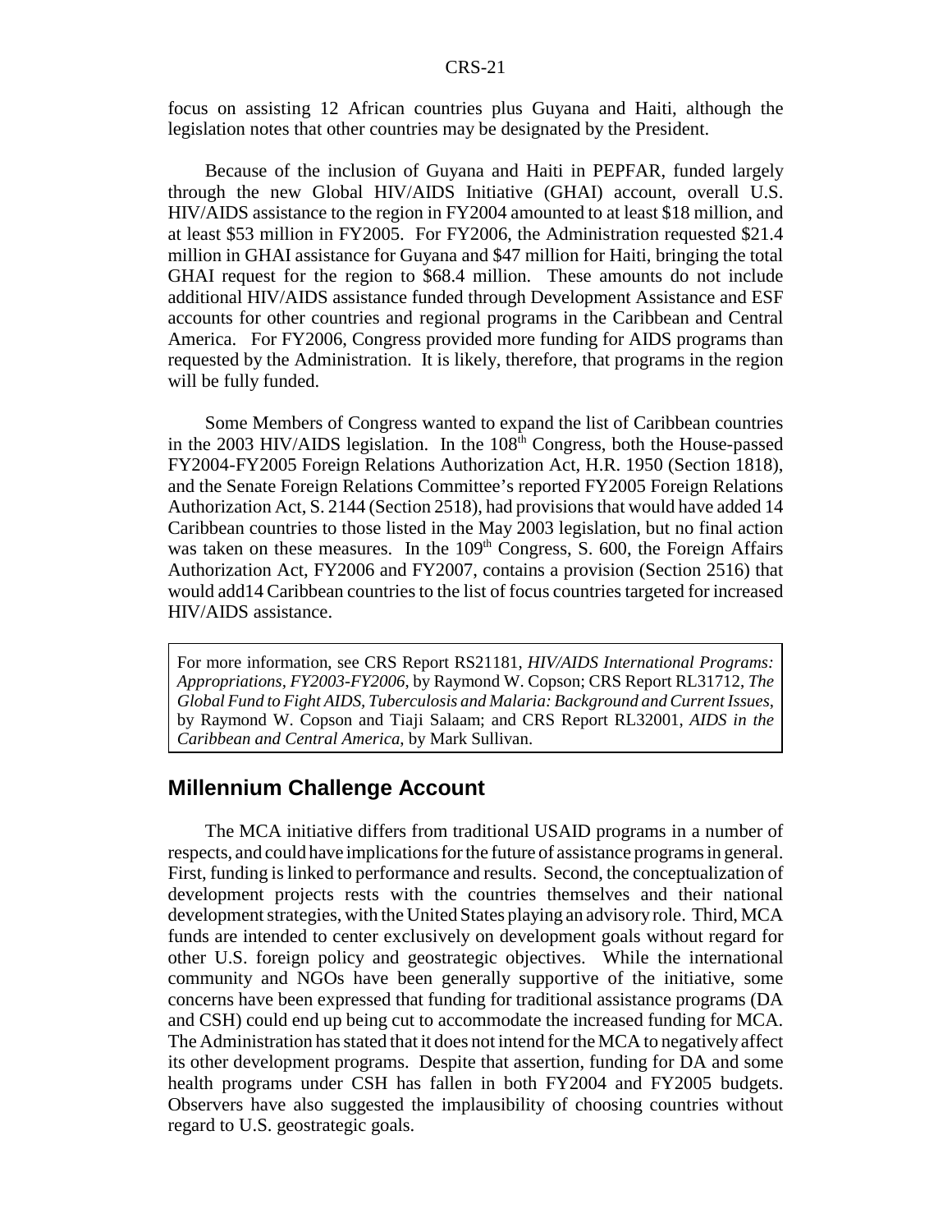focus on assisting 12 African countries plus Guyana and Haiti, although the legislation notes that other countries may be designated by the President.

Because of the inclusion of Guyana and Haiti in PEPFAR, funded largely through the new Global HIV/AIDS Initiative (GHAI) account, overall U.S. HIV/AIDS assistance to the region in FY2004 amounted to at least $18 million, and at least $53 million in FY2005. For FY2006, the Administration requested $21.4 million in GHAI assistance for Guyana and $47 million for Haiti, bringing the total GHAI request for the region to $68.4 million. These amounts do not include additional HIV/AIDS assistance funded through Development Assistance and ESF accounts for other countries and regional programs in the Caribbean and Central America. For FY2006, Congress provided more funding for AIDS programs than requested by the Administration. It is likely, therefore, that programs in the region will be fully funded.

Some Members of Congress wanted to expand the list of Caribbean countries in the 2003 HIV/AIDS legislation. In the 108th Congress, both the House-passed FY2004-FY2005 Foreign Relations Authorization Act, H.R. 1950 (Section 1818), and the Senate Foreign Relations Committee's reported FY2005 Foreign Relations Authorization Act, S. 2144 (Section 2518), had provisions that would have added 14 Caribbean countries to those listed in the May 2003 legislation, but no final action was taken on these measures. In the 109th Congress, S. 600, the Foreign Affairs Authorization Act, FY2006 and FY2007, contains a provision (Section 2516) that would add14 Caribbean countries to the list of focus countries targeted for increased HIV/AIDS assistance.

> For more information, see CRS Report RS21181, *HIV/AIDS International Programs: Appropriations, FY2003-FY2006*, by Raymond W. Copson; CRS Report RL31712, *The Global Fund to Fight AIDS, Tuberculosis and Malaria: Background and Current Issues*, by Raymond W. Copson and Tiaji Salaam; and CRS Report RL32001, *AIDS in the Caribbean and Central America*, by Mark Sullivan.

## Millennium Challenge Account

The MCA initiative differs from traditional USAID programs in a number of respects, and could have implications for the future of assistance programs in general. First, funding is linked to performance and results. Second, the conceptualization of development projects rests with the countries themselves and their national development strategies, with the United States playing an advisory role. Third, MCA funds are intended to center exclusively on development goals without regard for other U.S. foreign policy and geostrategic objectives. While the international community and NGOs have been generally supportive of the initiative, some concerns have been expressed that funding for traditional assistance programs (DA and CSH) could end up being cut to accommodate the increased funding for MCA. The Administration has stated that it does not intend for the MCA to negatively affect its other development programs. Despite that assertion, funding for DA and some health programs under CSH has fallen in both FY2004 and FY2005 budgets. Observers have also suggested the implausibility of choosing countries without regard to U.S. geostrategic goals.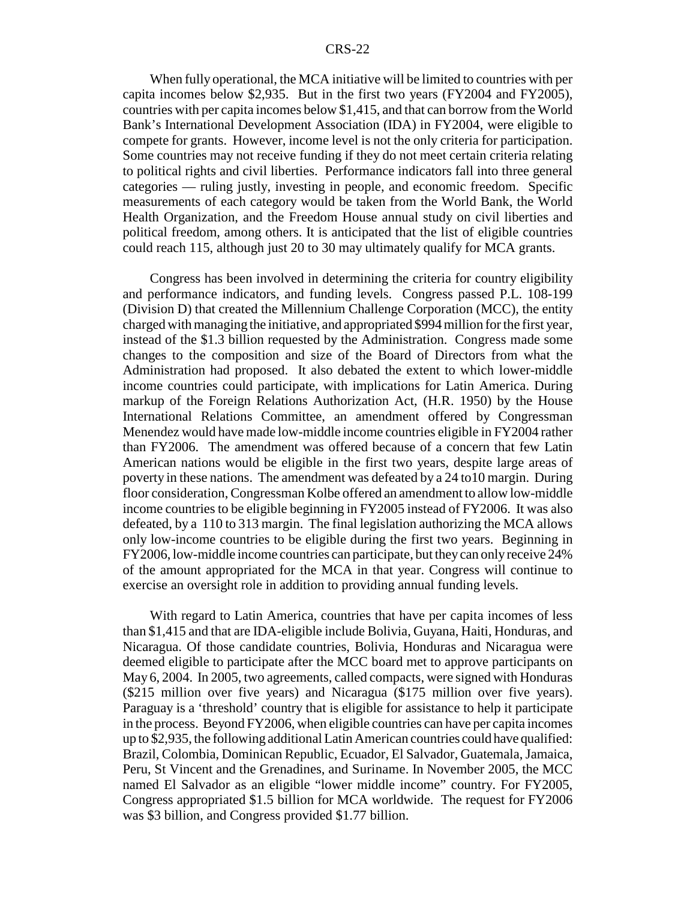When fully operational, the MCA initiative will be limited to countries with per capita incomes below $2,935. But in the first two years (FY2004 and FY2005), countries with per capita incomes below $1,415, and that can borrow from the World Bank's International Development Association (IDA) in FY2004, were eligible to compete for grants. However, income level is not the only criteria for participation. Some countries may not receive funding if they do not meet certain criteria relating to political rights and civil liberties. Performance indicators fall into three general categories — ruling justly, investing in people, and economic freedom. Specific measurements of each category would be taken from the World Bank, the World Health Organization, and the Freedom House annual study on civil liberties and political freedom, among others. It is anticipated that the list of eligible countries could reach 115, although just 20 to 30 may ultimately qualify for MCA grants.

Congress has been involved in determining the criteria for country eligibility and performance indicators, and funding levels. Congress passed P.L. 108-199 (Division D) that created the Millennium Challenge Corporation (MCC), the entity charged with managing the initiative, and appropriated $994 million for the first year, instead of the $1.3 billion requested by the Administration. Congress made some changes to the composition and size of the Board of Directors from what the Administration had proposed. It also debated the extent to which lower-middle income countries could participate, with implications for Latin America. During markup of the Foreign Relations Authorization Act, (H.R. 1950) by the House International Relations Committee, an amendment offered by Congressman Menendez would have made low-middle income countries eligible in FY2004 rather than FY2006. The amendment was offered because of a concern that few Latin American nations would be eligible in the first two years, despite large areas of poverty in these nations. The amendment was defeated by a 24 to10 margin. During floor consideration, Congressman Kolbe offered an amendment to allow low-middle income countries to be eligible beginning in FY2005 instead of FY2006. It was also defeated, by a 110 to 313 margin. The final legislation authorizing the MCA allows only low-income countries to be eligible during the first two years. Beginning in FY2006, low-middle income countries can participate, but they can only receive 24% of the amount appropriated for the MCA in that year. Congress will continue to exercise an oversight role in addition to providing annual funding levels.

With regard to Latin America, countries that have per capita incomes of less than $1,415 and that are IDA-eligible include Bolivia, Guyana, Haiti, Honduras, and Nicaragua. Of those candidate countries, Bolivia, Honduras and Nicaragua were deemed eligible to participate after the MCC board met to approve participants on May 6, 2004. In 2005, two agreements, called compacts, were signed with Honduras ($215 million over five years) and Nicaragua ($175 million over five years). Paraguay is a 'threshold' country that is eligible for assistance to help it participate in the process. Beyond FY2006, when eligible countries can have per capita incomes up to $2,935, the following additional Latin American countries could have qualified: Brazil, Colombia, Dominican Republic, Ecuador, El Salvador, Guatemala, Jamaica, Peru, St Vincent and the Grenadines, and Suriname. In November 2005, the MCC named El Salvador as an eligible "lower middle income" country. For FY2005, Congress appropriated $1.5 billion for MCA worldwide. The request for FY2006 was $3 billion, and Congress provided $1.77 billion.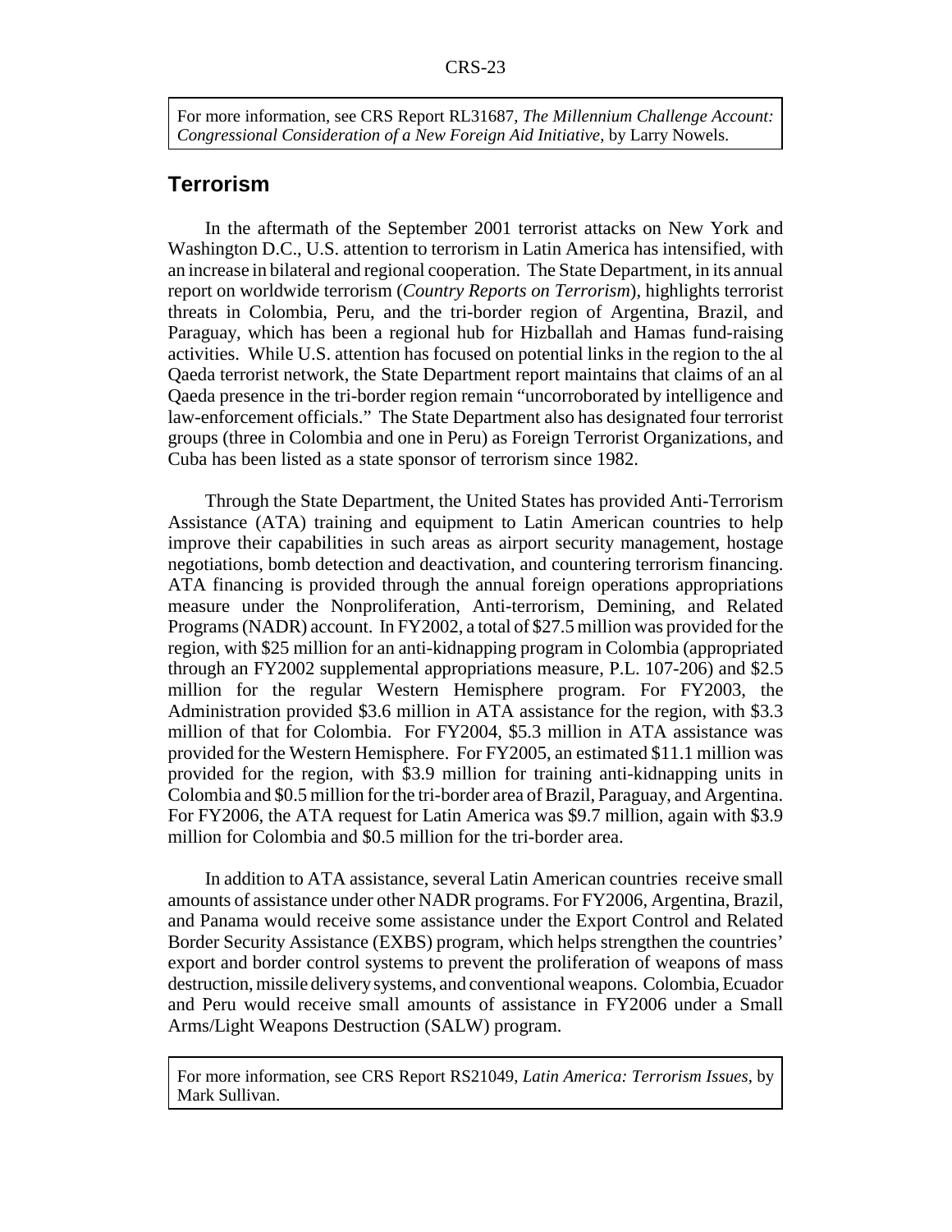For more information, see CRS Report RL31687, *The Millennium Challenge Account: Congressional Consideration of a New Foreign Aid Initiative*, by Larry Nowels.

## Terrorism

In the aftermath of the September 2001 terrorist attacks on New York and Washington D.C., U.S. attention to terrorism in Latin America has intensified, with an increase in bilateral and regional cooperation. The State Department, in its annual report on worldwide terrorism (*Country Reports on Terrorism*), highlights terrorist threats in Colombia, Peru, and the tri-border region of Argentina, Brazil, and Paraguay, which has been a regional hub for Hizballah and Hamas fund-raising activities. While U.S. attention has focused on potential links in the region to the al Qaeda terrorist network, the State Department report maintains that claims of an al Qaeda presence in the tri-border region remain "uncorroborated by intelligence and law-enforcement officials." The State Department also has designated four terrorist groups (three in Colombia and one in Peru) as Foreign Terrorist Organizations, and Cuba has been listed as a state sponsor of terrorism since 1982.

Through the State Department, the United States has provided Anti-Terrorism Assistance (ATA) training and equipment to Latin American countries to help improve their capabilities in such areas as airport security management, hostage negotiations, bomb detection and deactivation, and countering terrorism financing. ATA financing is provided through the annual foreign operations appropriations measure under the Nonproliferation, Anti-terrorism, Demining, and Related Programs (NADR) account. In FY2002, a total of $27.5 million was provided for the region, with $25 million for an anti-kidnapping program in Colombia (appropriated through an FY2002 supplemental appropriations measure, P.L. 107-206) and $2.5 million for the regular Western Hemisphere program. For FY2003, the Administration provided $3.6 million in ATA assistance for the region, with $3.3 million of that for Colombia. For FY2004, $5.3 million in ATA assistance was provided for the Western Hemisphere. For FY2005, an estimated $11.1 million was provided for the region, with $3.9 million for training anti-kidnapping units in Colombia and $0.5 million for the tri-border area of Brazil, Paraguay, and Argentina. For FY2006, the ATA request for Latin America was $9.7 million, again with $3.9 million for Colombia and $0.5 million for the tri-border area.

In addition to ATA assistance, several Latin American countries receive small amounts of assistance under other NADR programs. For FY2006, Argentina, Brazil, and Panama would receive some assistance under the Export Control and Related Border Security Assistance (EXBS) program, which helps strengthen the countries' export and border control systems to prevent the proliferation of weapons of mass destruction, missile delivery systems, and conventional weapons. Colombia, Ecuador and Peru would receive small amounts of assistance in FY2006 under a Small Arms/Light Weapons Destruction (SALW) program.

For more information, see CRS Report RS21049, *Latin America: Terrorism Issues*, by Mark Sullivan.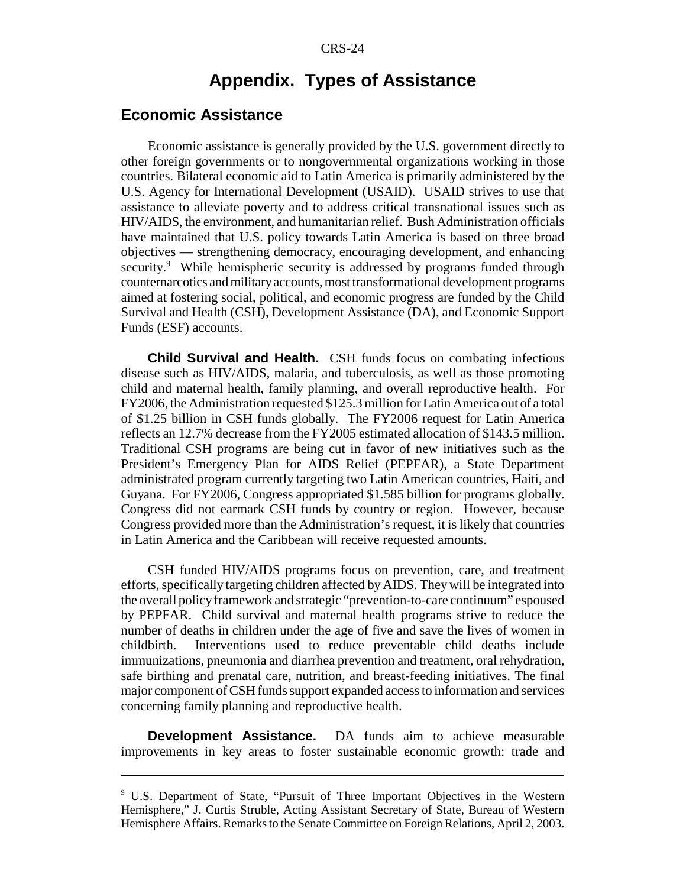# Appendix. Types of Assistance

## Economic Assistance

Economic assistance is generally provided by the U.S. government directly to other foreign governments or to nongovernmental organizations working in those countries. Bilateral economic aid to Latin America is primarily administered by the U.S. Agency for International Development (USAID). USAID strives to use that assistance to alleviate poverty and to address critical transnational issues such as HIV/AIDS, the environment, and humanitarian relief. Bush Administration officials have maintained that U.S. policy towards Latin America is based on three broad objectives — strengthening democracy, encouraging development, and enhancing security.[9] While hemispheric security is addressed by programs funded through counternarcotics and military accounts, most transformational development programs aimed at fostering social, political, and economic progress are funded by the Child Survival and Health (CSH), Development Assistance (DA), and Economic Support Funds (ESF) accounts.

**Child Survival and Health.** CSH funds focus on combating infectious disease such as HIV/AIDS, malaria, and tuberculosis, as well as those promoting child and maternal health, family planning, and overall reproductive health. For FY2006, the Administration requested $125.3 million for Latin America out of a total of $1.25 billion in CSH funds globally. The FY2006 request for Latin America reflects an 12.7% decrease from the FY2005 estimated allocation of $143.5 million. Traditional CSH programs are being cut in favor of new initiatives such as the President's Emergency Plan for AIDS Relief (PEPFAR), a State Department administrated program currently targeting two Latin American countries, Haiti, and Guyana. For FY2006, Congress appropriated $1.585 billion for programs globally. Congress did not earmark CSH funds by country or region. However, because Congress provided more than the Administration's request, it is likely that countries in Latin America and the Caribbean will receive requested amounts.

CSH funded HIV/AIDS programs focus on prevention, care, and treatment efforts, specifically targeting children affected by AIDS. They will be integrated into the overall policy framework and strategic "prevention-to-care continuum" espoused by PEPFAR. Child survival and maternal health programs strive to reduce the number of deaths in children under the age of five and save the lives of women in childbirth. Interventions used to reduce preventable child deaths include immunizations, pneumonia and diarrhea prevention and treatment, oral rehydration, safe birthing and prenatal care, nutrition, and breast-feeding initiatives. The final major component of CSH funds support expanded access to information and services concerning family planning and reproductive health.

**Development Assistance.** DA funds aim to achieve measurable improvements in key areas to foster sustainable economic growth: trade and

---

[9] U.S. Department of State, "Pursuit of Three Important Objectives in the Western Hemisphere," J. Curtis Struble, Acting Assistant Secretary of State, Bureau of Western Hemisphere Affairs. Remarks to the Senate Committee on Foreign Relations, April 2, 2003.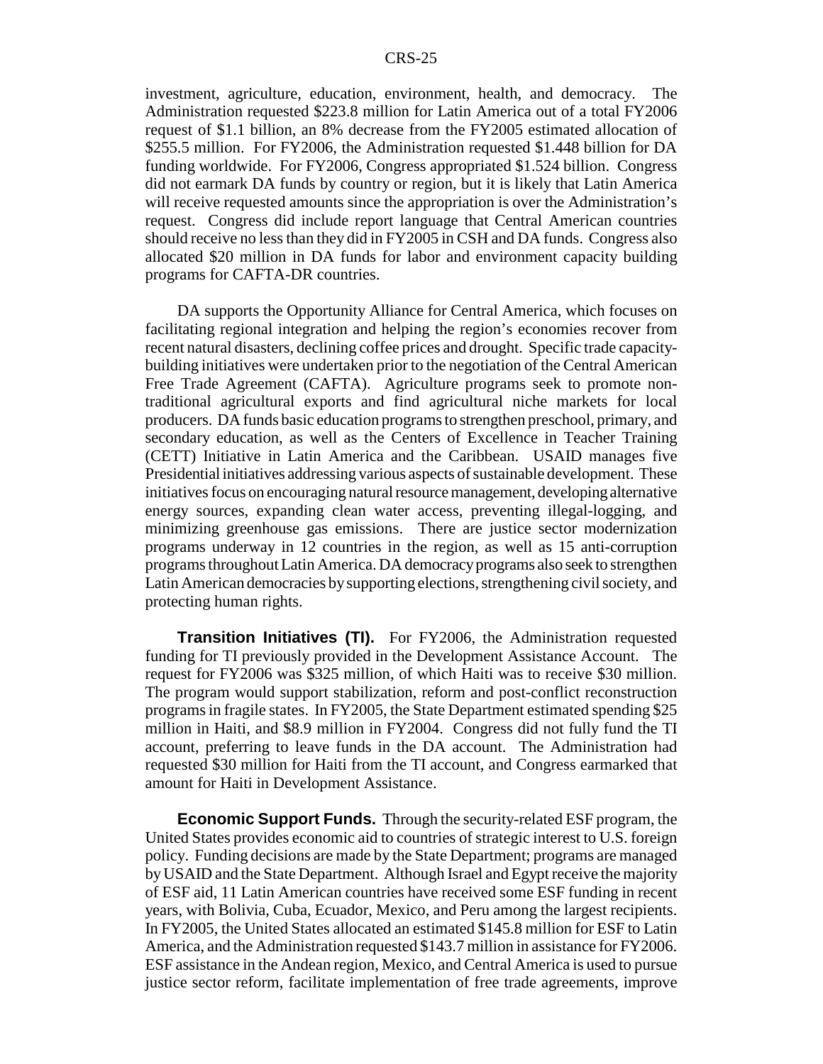investment, agriculture, education, environment, health, and democracy. The Administration requested $223.8 million for Latin America out of a total FY2006 request of $1.1 billion, an 8% decrease from the FY2005 estimated allocation of $255.5 million. For FY2006, the Administration requested $1.448 billion for DA funding worldwide. For FY2006, Congress appropriated $1.524 billion. Congress did not earmark DA funds by country or region, but it is likely that Latin America will receive requested amounts since the appropriation is over the Administration's request. Congress did include report language that Central American countries should receive no less than they did in FY2005 in CSH and DA funds. Congress also allocated $20 million in DA funds for labor and environment capacity building programs for CAFTA-DR countries.

DA supports the Opportunity Alliance for Central America, which focuses on facilitating regional integration and helping the region's economies recover from recent natural disasters, declining coffee prices and drought. Specific trade capacity-building initiatives were undertaken prior to the negotiation of the Central American Free Trade Agreement (CAFTA). Agriculture programs seek to promote non-traditional agricultural exports and find agricultural niche markets for local producers. DA funds basic education programs to strengthen preschool, primary, and secondary education, as well as the Centers of Excellence in Teacher Training (CETT) Initiative in Latin America and the Caribbean. USAID manages five Presidential initiatives addressing various aspects of sustainable development. These initiatives focus on encouraging natural resource management, developing alternative energy sources, expanding clean water access, preventing illegal-logging, and minimizing greenhouse gas emissions. There are justice sector modernization programs underway in 12 countries in the region, as well as 15 anti-corruption programs throughout Latin America. DA democracy programs also seek to strengthen Latin American democracies by supporting elections, strengthening civil society, and protecting human rights.

**Transition Initiatives (TI).** For FY2006, the Administration requested funding for TI previously provided in the Development Assistance Account. The request for FY2006 was $325 million, of which Haiti was to receive $30 million. The program would support stabilization, reform and post-conflict reconstruction programs in fragile states. In FY2005, the State Department estimated spending $25 million in Haiti, and $8.9 million in FY2004. Congress did not fully fund the TI account, preferring to leave funds in the DA account. The Administration had requested $30 million for Haiti from the TI account, and Congress earmarked that amount for Haiti in Development Assistance.

**Economic Support Funds.** Through the security-related ESF program, the United States provides economic aid to countries of strategic interest to U.S. foreign policy. Funding decisions are made by the State Department; programs are managed by USAID and the State Department. Although Israel and Egypt receive the majority of ESF aid, 11 Latin American countries have received some ESF funding in recent years, with Bolivia, Cuba, Ecuador, Mexico, and Peru among the largest recipients. In FY2005, the United States allocated an estimated $145.8 million for ESF to Latin America, and the Administration requested $143.7 million in assistance for FY2006. ESF assistance in the Andean region, Mexico, and Central America is used to pursue justice sector reform, facilitate implementation of free trade agreements, improve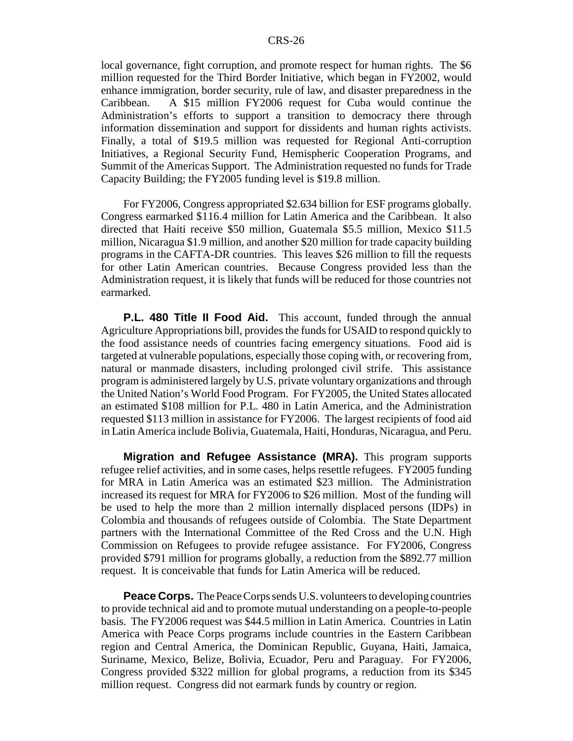local governance, fight corruption, and promote respect for human rights. The $6 million requested for the Third Border Initiative, which began in FY2002, would enhance immigration, border security, rule of law, and disaster preparedness in the Caribbean. A $15 million FY2006 request for Cuba would continue the Administration's efforts to support a transition to democracy there through information dissemination and support for dissidents and human rights activists. Finally, a total of $19.5 million was requested for Regional Anti-corruption Initiatives, a Regional Security Fund, Hemispheric Cooperation Programs, and Summit of the Americas Support. The Administration requested no funds for Trade Capacity Building; the FY2005 funding level is $19.8 million.

For FY2006, Congress appropriated $2.634 billion for ESF programs globally. Congress earmarked $116.4 million for Latin America and the Caribbean. It also directed that Haiti receive $50 million, Guatemala $5.5 million, Mexico $11.5 million, Nicaragua $1.9 million, and another $20 million for trade capacity building programs in the CAFTA-DR countries. This leaves $26 million to fill the requests for other Latin American countries. Because Congress provided less than the Administration request, it is likely that funds will be reduced for those countries not earmarked.

**P.L. 480 Title II Food Aid.** This account, funded through the annual Agriculture Appropriations bill, provides the funds for USAID to respond quickly to the food assistance needs of countries facing emergency situations. Food aid is targeted at vulnerable populations, especially those coping with, or recovering from, natural or manmade disasters, including prolonged civil strife. This assistance program is administered largely by U.S. private voluntary organizations and through the United Nation's World Food Program. For FY2005, the United States allocated an estimated $108 million for P.L. 480 in Latin America, and the Administration requested $113 million in assistance for FY2006. The largest recipients of food aid in Latin America include Bolivia, Guatemala, Haiti, Honduras, Nicaragua, and Peru.

**Migration and Refugee Assistance (MRA).** This program supports refugee relief activities, and in some cases, helps resettle refugees. FY2005 funding for MRA in Latin America was an estimated $23 million. The Administration increased its request for MRA for FY2006 to $26 million. Most of the funding will be used to help the more than 2 million internally displaced persons (IDPs) in Colombia and thousands of refugees outside of Colombia. The State Department partners with the International Committee of the Red Cross and the U.N. High Commission on Refugees to provide refugee assistance. For FY2006, Congress provided $791 million for programs globally, a reduction from the $892.77 million request. It is conceivable that funds for Latin America will be reduced.

**Peace Corps.** The Peace Corps sends U.S. volunteers to developing countries to provide technical aid and to promote mutual understanding on a people-to-people basis. The FY2006 request was $44.5 million in Latin America. Countries in Latin America with Peace Corps programs include countries in the Eastern Caribbean region and Central America, the Dominican Republic, Guyana, Haiti, Jamaica, Suriname, Mexico, Belize, Bolivia, Ecuador, Peru and Paraguay. For FY2006, Congress provided $322 million for global programs, a reduction from its $345 million request. Congress did not earmark funds by country or region.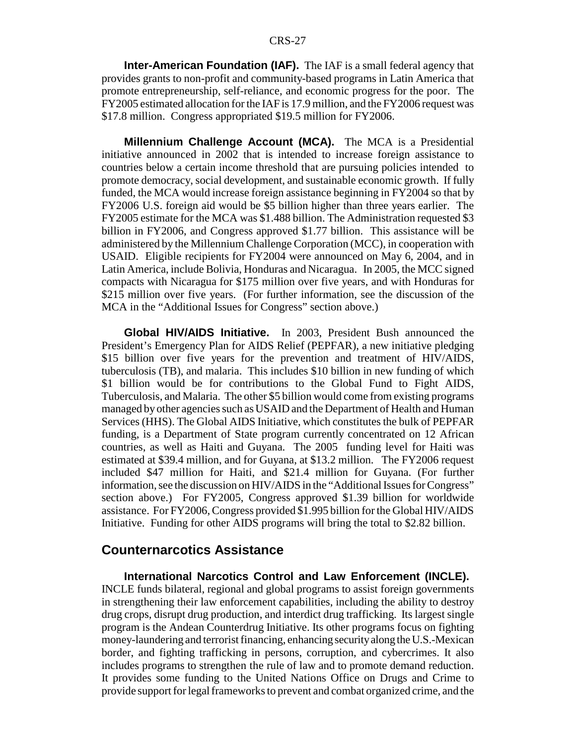**Inter-American Foundation (IAF).** The IAF is a small federal agency that provides grants to non-profit and community-based programs in Latin America that promote entrepreneurship, self-reliance, and economic progress for the poor. The FY2005 estimated allocation for the IAF is 17.9 million, and the FY2006 request was $17.8 million. Congress appropriated $19.5 million for FY2006.

**Millennium Challenge Account (MCA).** The MCA is a Presidential initiative announced in 2002 that is intended to increase foreign assistance to countries below a certain income threshold that are pursuing policies intended to promote democracy, social development, and sustainable economic growth. If fully funded, the MCA would increase foreign assistance beginning in FY2004 so that by FY2006 U.S. foreign aid would be $5 billion higher than three years earlier. The FY2005 estimate for the MCA was $1.488 billion. The Administration requested $3 billion in FY2006, and Congress approved $1.77 billion. This assistance will be administered by the Millennium Challenge Corporation (MCC), in cooperation with USAID. Eligible recipients for FY2004 were announced on May 6, 2004, and in Latin America, include Bolivia, Honduras and Nicaragua. In 2005, the MCC signed compacts with Nicaragua for $175 million over five years, and with Honduras for $215 million over five years. (For further information, see the discussion of the MCA in the "Additional Issues for Congress" section above.)

**Global HIV/AIDS Initiative.** In 2003, President Bush announced the President's Emergency Plan for AIDS Relief (PEPFAR), a new initiative pledging $15 billion over five years for the prevention and treatment of HIV/AIDS, tuberculosis (TB), and malaria. This includes $10 billion in new funding of which $1 billion would be for contributions to the Global Fund to Fight AIDS, Tuberculosis, and Malaria. The other $5 billion would come from existing programs managed by other agencies such as USAID and the Department of Health and Human Services (HHS). The Global AIDS Initiative, which constitutes the bulk of PEPFAR funding, is a Department of State program currently concentrated on 12 African countries, as well as Haiti and Guyana. The 2005 funding level for Haiti was estimated at $39.4 million, and for Guyana, at $13.2 million. The FY2006 request included $47 million for Haiti, and $21.4 million for Guyana. (For further information, see the discussion on HIV/AIDS in the "Additional Issues for Congress" section above.) For FY2005, Congress approved $1.39 billion for worldwide assistance. For FY2006, Congress provided $1.995 billion for the Global HIV/AIDS Initiative. Funding for other AIDS programs will bring the total to $2.82 billion.

## Counternarcotics Assistance

**International Narcotics Control and Law Enforcement (INCLE).** INCLE funds bilateral, regional and global programs to assist foreign governments in strengthening their law enforcement capabilities, including the ability to destroy drug crops, disrupt drug production, and interdict drug trafficking. Its largest single program is the Andean Counterdrug Initiative. Its other programs focus on fighting money-laundering and terrorist financing, enhancing security along the U.S.-Mexican border, and fighting trafficking in persons, corruption, and cybercrimes. It also includes programs to strengthen the rule of law and to promote demand reduction. It provides some funding to the United Nations Office on Drugs and Crime to provide support for legal frameworks to prevent and combat organized crime, and the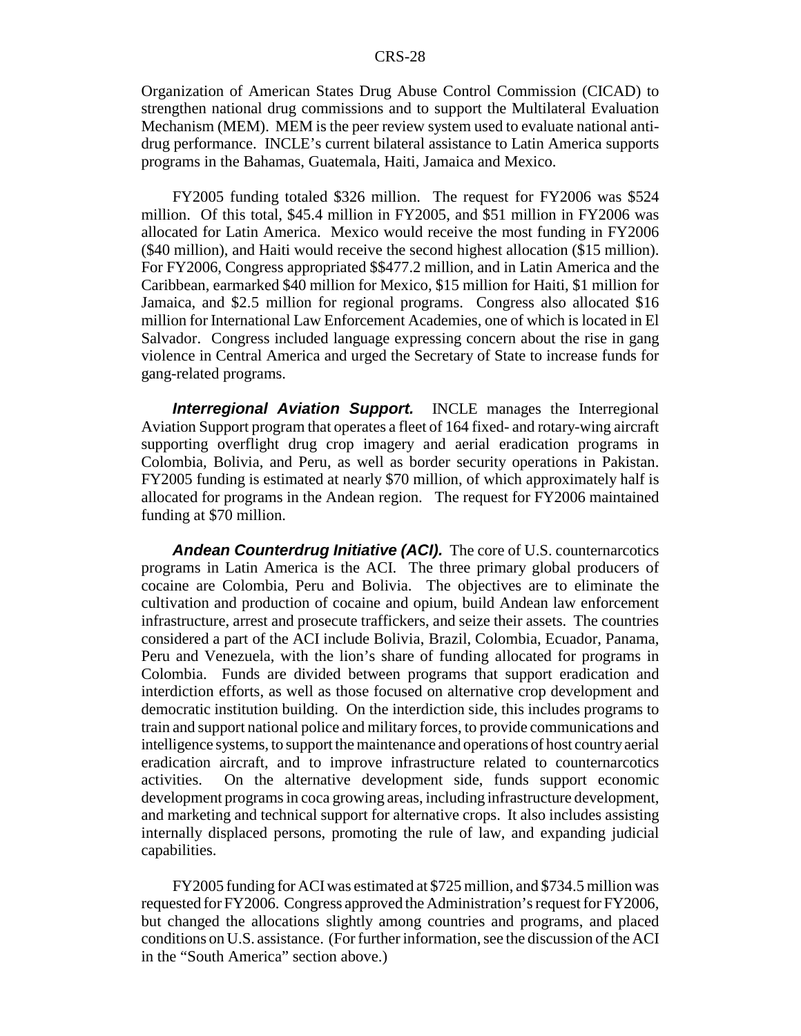Organization of American States Drug Abuse Control Commission (CICAD) to strengthen national drug commissions and to support the Multilateral Evaluation Mechanism (MEM). MEM is the peer review system used to evaluate national anti-drug performance. INCLE's current bilateral assistance to Latin America supports programs in the Bahamas, Guatemala, Haiti, Jamaica and Mexico.

FY2005 funding totaled $326 million. The request for FY2006 was $524 million. Of this total, $45.4 million in FY2005, and $51 million in FY2006 was allocated for Latin America. Mexico would receive the most funding in FY2006 ($40 million), and Haiti would receive the second highest allocation ($15 million). For FY2006, Congress appropriated $$477.2 million, and in Latin America and the Caribbean, earmarked $40 million for Mexico, $15 million for Haiti, $1 million for Jamaica, and $2.5 million for regional programs. Congress also allocated $16 million for International Law Enforcement Academies, one of which is located in El Salvador. Congress included language expressing concern about the rise in gang violence in Central America and urged the Secretary of State to increase funds for gang-related programs.

***Interregional Aviation Support.*** INCLE manages the Interregional Aviation Support program that operates a fleet of 164 fixed- and rotary-wing aircraft supporting overflight drug crop imagery and aerial eradication programs in Colombia, Bolivia, and Peru, as well as border security operations in Pakistan. FY2005 funding is estimated at nearly $70 million, of which approximately half is allocated for programs in the Andean region. The request for FY2006 maintained funding at $70 million.

***Andean Counterdrug Initiative (ACI).*** The core of U.S. counternarcotics programs in Latin America is the ACI. The three primary global producers of cocaine are Colombia, Peru and Bolivia. The objectives are to eliminate the cultivation and production of cocaine and opium, build Andean law enforcement infrastructure, arrest and prosecute traffickers, and seize their assets. The countries considered a part of the ACI include Bolivia, Brazil, Colombia, Ecuador, Panama, Peru and Venezuela, with the lion's share of funding allocated for programs in Colombia. Funds are divided between programs that support eradication and interdiction efforts, as well as those focused on alternative crop development and democratic institution building. On the interdiction side, this includes programs to train and support national police and military forces, to provide communications and intelligence systems, to support the maintenance and operations of host country aerial eradication aircraft, and to improve infrastructure related to counternarcotics activities. On the alternative development side, funds support economic development programs in coca growing areas, including infrastructure development, and marketing and technical support for alternative crops. It also includes assisting internally displaced persons, promoting the rule of law, and expanding judicial capabilities.

FY2005 funding for ACI was estimated at $725 million, and $734.5 million was requested for FY2006. Congress approved the Administration's request for FY2006, but changed the allocations slightly among countries and programs, and placed conditions on U.S. assistance. (For further information, see the discussion of the ACI in the "South America" section above.)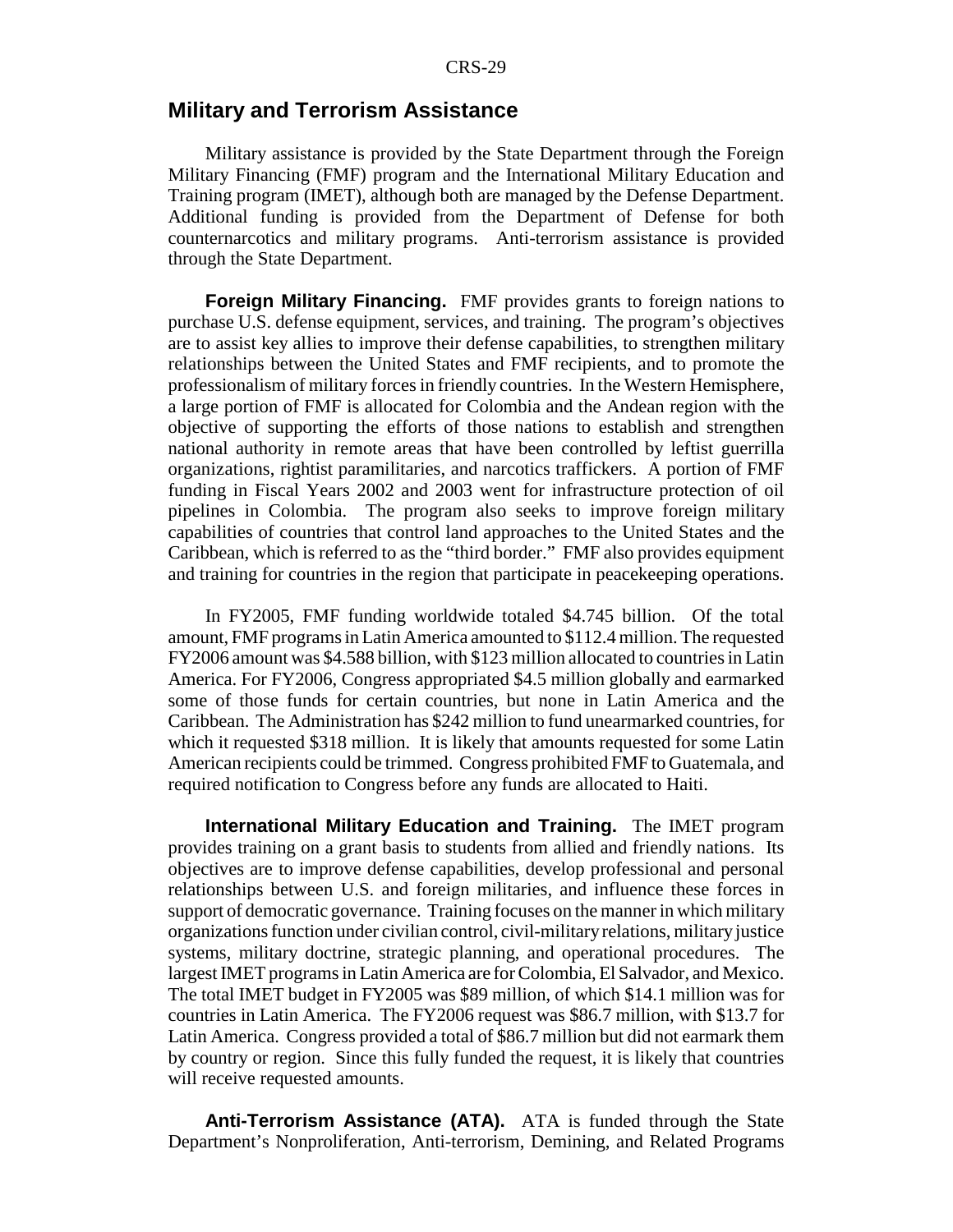## Military and Terrorism Assistance

Military assistance is provided by the State Department through the Foreign Military Financing (FMF) program and the International Military Education and Training program (IMET), although both are managed by the Defense Department. Additional funding is provided from the Department of Defense for both counternarcotics and military programs. Anti-terrorism assistance is provided through the State Department.

**Foreign Military Financing.** FMF provides grants to foreign nations to purchase U.S. defense equipment, services, and training. The program's objectives are to assist key allies to improve their defense capabilities, to strengthen military relationships between the United States and FMF recipients, and to promote the professionalism of military forces in friendly countries. In the Western Hemisphere, a large portion of FMF is allocated for Colombia and the Andean region with the objective of supporting the efforts of those nations to establish and strengthen national authority in remote areas that have been controlled by leftist guerrilla organizations, rightist paramilitaries, and narcotics traffickers. A portion of FMF funding in Fiscal Years 2002 and 2003 went for infrastructure protection of oil pipelines in Colombia. The program also seeks to improve foreign military capabilities of countries that control land approaches to the United States and the Caribbean, which is referred to as the "third border." FMF also provides equipment and training for countries in the region that participate in peacekeeping operations.

In FY2005, FMF funding worldwide totaled $4.745 billion. Of the total amount, FMF programs in Latin America amounted to $112.4 million. The requested FY2006 amount was $4.588 billion, with $123 million allocated to countries in Latin America. For FY2006, Congress appropriated $4.5 million globally and earmarked some of those funds for certain countries, but none in Latin America and the Caribbean. The Administration has $242 million to fund unearmarked countries, for which it requested $318 million. It is likely that amounts requested for some Latin American recipients could be trimmed. Congress prohibited FMF to Guatemala, and required notification to Congress before any funds are allocated to Haiti.

**International Military Education and Training.** The IMET program provides training on a grant basis to students from allied and friendly nations. Its objectives are to improve defense capabilities, develop professional and personal relationships between U.S. and foreign militaries, and influence these forces in support of democratic governance. Training focuses on the manner in which military organizations function under civilian control, civil-military relations, military justice systems, military doctrine, strategic planning, and operational procedures. The largest IMET programs in Latin America are for Colombia, El Salvador, and Mexico. The total IMET budget in FY2005 was $89 million, of which $14.1 million was for countries in Latin America. The FY2006 request was $86.7 million, with $13.7 for Latin America. Congress provided a total of $86.7 million but did not earmark them by country or region. Since this fully funded the request, it is likely that countries will receive requested amounts.

**Anti-Terrorism Assistance (ATA).** ATA is funded through the State Department's Nonproliferation, Anti-terrorism, Demining, and Related Programs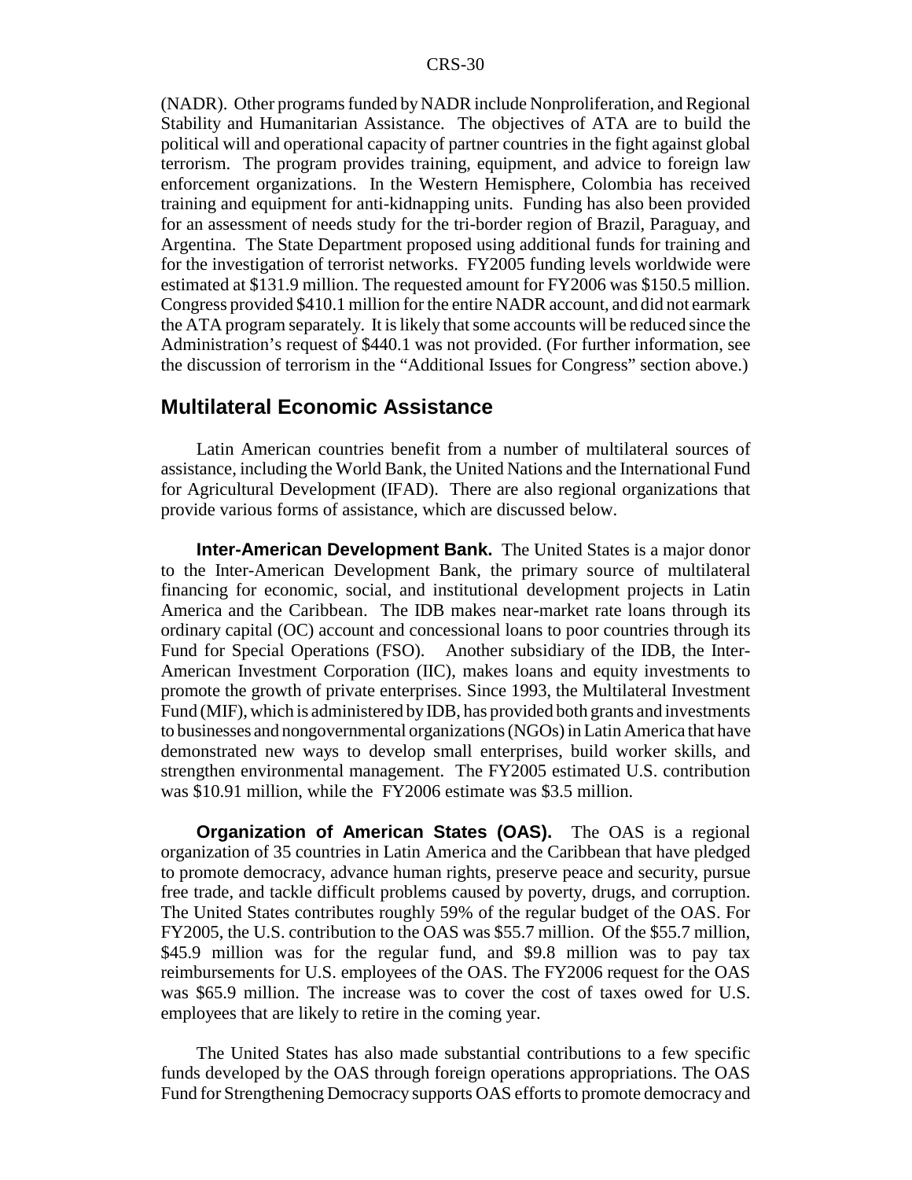(NADR). Other programs funded by NADR include Nonproliferation, and Regional Stability and Humanitarian Assistance. The objectives of ATA are to build the political will and operational capacity of partner countries in the fight against global terrorism. The program provides training, equipment, and advice to foreign law enforcement organizations. In the Western Hemisphere, Colombia has received training and equipment for anti-kidnapping units. Funding has also been provided for an assessment of needs study for the tri-border region of Brazil, Paraguay, and Argentina. The State Department proposed using additional funds for training and for the investigation of terrorist networks. FY2005 funding levels worldwide were estimated at $131.9 million. The requested amount for FY2006 was $150.5 million. Congress provided $410.1 million for the entire NADR account, and did not earmark the ATA program separately. It is likely that some accounts will be reduced since the Administration's request of $440.1 was not provided. (For further information, see the discussion of terrorism in the "Additional Issues for Congress" section above.)

## Multilateral Economic Assistance

Latin American countries benefit from a number of multilateral sources of assistance, including the World Bank, the United Nations and the International Fund for Agricultural Development (IFAD). There are also regional organizations that provide various forms of assistance, which are discussed below.

**Inter-American Development Bank.** The United States is a major donor to the Inter-American Development Bank, the primary source of multilateral financing for economic, social, and institutional development projects in Latin America and the Caribbean. The IDB makes near-market rate loans through its ordinary capital (OC) account and concessional loans to poor countries through its Fund for Special Operations (FSO). Another subsidiary of the IDB, the Inter-American Investment Corporation (IIC), makes loans and equity investments to promote the growth of private enterprises. Since 1993, the Multilateral Investment Fund (MIF), which is administered by IDB, has provided both grants and investments to businesses and nongovernmental organizations (NGOs) in Latin America that have demonstrated new ways to develop small enterprises, build worker skills, and strengthen environmental management. The FY2005 estimated U.S. contribution was $10.91 million, while the FY2006 estimate was $3.5 million.

**Organization of American States (OAS).** The OAS is a regional organization of 35 countries in Latin America and the Caribbean that have pledged to promote democracy, advance human rights, preserve peace and security, pursue free trade, and tackle difficult problems caused by poverty, drugs, and corruption. The United States contributes roughly 59% of the regular budget of the OAS. For FY2005, the U.S. contribution to the OAS was $55.7 million. Of the $55.7 million, $45.9 million was for the regular fund, and $9.8 million was to pay tax reimbursements for U.S. employees of the OAS. The FY2006 request for the OAS was $65.9 million. The increase was to cover the cost of taxes owed for U.S. employees that are likely to retire in the coming year.

The United States has also made substantial contributions to a few specific funds developed by the OAS through foreign operations appropriations. The OAS Fund for Strengthening Democracy supports OAS efforts to promote democracy and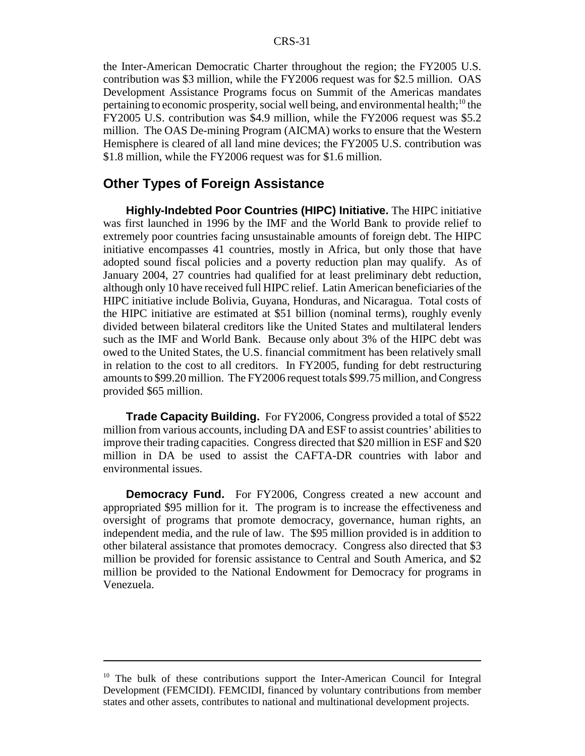the Inter-American Democratic Charter throughout the region; the FY2005 U.S. contribution was $3 million, while the FY2006 request was for $2.5 million. OAS Development Assistance Programs focus on Summit of the Americas mandates pertaining to economic prosperity, social well being, and environmental health;[10] the FY2005 U.S. contribution was $4.9 million, while the FY2006 request was $5.2 million. The OAS De-mining Program (AICMA) works to ensure that the Western Hemisphere is cleared of all land mine devices; the FY2005 U.S. contribution was $1.8 million, while the FY2006 request was for $1.6 million.

## Other Types of Foreign Assistance

**Highly-Indebted Poor Countries (HIPC) Initiative.** The HIPC initiative was first launched in 1996 by the IMF and the World Bank to provide relief to extremely poor countries facing unsustainable amounts of foreign debt. The HIPC initiative encompasses 41 countries, mostly in Africa, but only those that have adopted sound fiscal policies and a poverty reduction plan may qualify. As of January 2004, 27 countries had qualified for at least preliminary debt reduction, although only 10 have received full HIPC relief. Latin American beneficiaries of the HIPC initiative include Bolivia, Guyana, Honduras, and Nicaragua. Total costs of the HIPC initiative are estimated at $51 billion (nominal terms), roughly evenly divided between bilateral creditors like the United States and multilateral lenders such as the IMF and World Bank. Because only about 3% of the HIPC debt was owed to the United States, the U.S. financial commitment has been relatively small in relation to the cost to all creditors. In FY2005, funding for debt restructuring amounts to $99.20 million. The FY2006 request totals $99.75 million, and Congress provided $65 million.

**Trade Capacity Building.** For FY2006, Congress provided a total of $522 million from various accounts, including DA and ESF to assist countries' abilities to improve their trading capacities. Congress directed that $20 million in ESF and $20 million in DA be used to assist the CAFTA-DR countries with labor and environmental issues.

**Democracy Fund.** For FY2006, Congress created a new account and appropriated $95 million for it. The program is to increase the effectiveness and oversight of programs that promote democracy, governance, human rights, an independent media, and the rule of law. The $95 million provided is in addition to other bilateral assistance that promotes democracy. Congress also directed that $3 million be provided for forensic assistance to Central and South America, and $2 million be provided to the National Endowment for Democracy for programs in Venezuela.

---

[10] The bulk of these contributions support the Inter-American Council for Integral Development (FEMCIDI). FEMCIDI, financed by voluntary contributions from member states and other assets, contributes to national and multinational development projects.